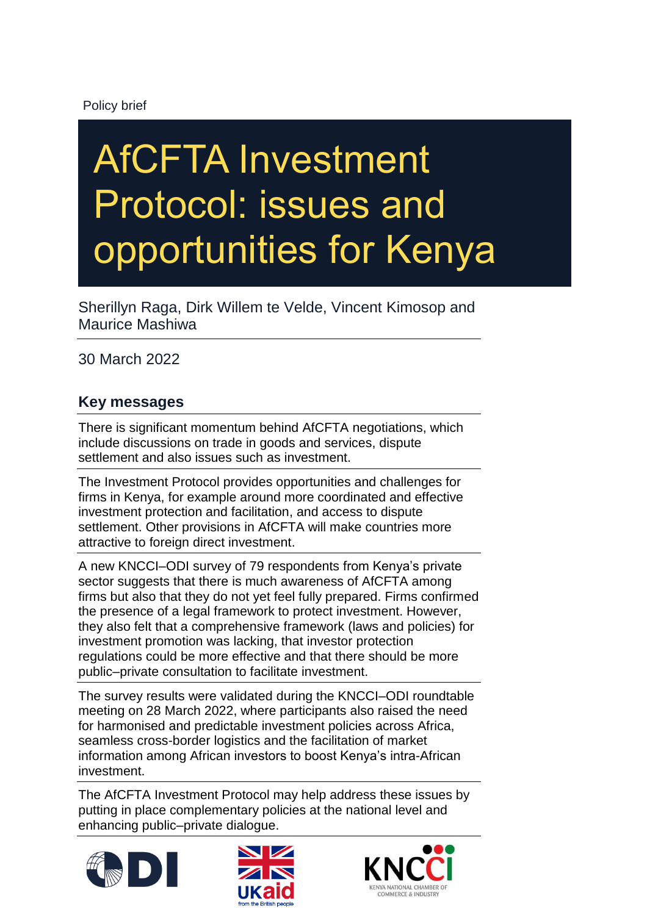Policy brief

# AfCFTA Investment Protocol: issues and opportunities for Kenya

Sherillyn Raga, Dirk Willem te Velde, Vincent Kimosop and Maurice Mashiwa

30 March 2022

## Key messages

There is significant momentum behind AfCFTA negotiations, which include discussions on trade in goods and services, dispute settlement and also issues such as investment.

The Investment Protocol provides opportunities and challenges for firms in Kenya, for example around more coordinated and effective investment protection and facilitation, and access to dispute settlement. Other provisions in AfCFTA will make countries more attractive to foreign direct investment.

A new KNCCI–ODI survey of 79 respondents from Kenya's private sector suggests that there is much awareness of AfCFTA among firms but also that they do not yet feel fully prepared. Firms confirmed the presence of a legal framework to protect investment. However, they also felt that a comprehensive framework (laws and policies) for investment promotion was lacking, that investor protection regulations could be more effective and that there should be more public–private consultation to facilitate investment.

The survey results were validated during the KNCCI–ODI roundtable meeting on 28 March 2022, where participants also raised the need for harmonised and predictable investment policies across Africa, seamless cross-border logistics and the facilitation of market information among African investors to boost Kenya's intra-African investment.

The AfCFTA Investment Protocol may help address these issues by putting in place complementary policies at the national level and enhancing public–private dialogue.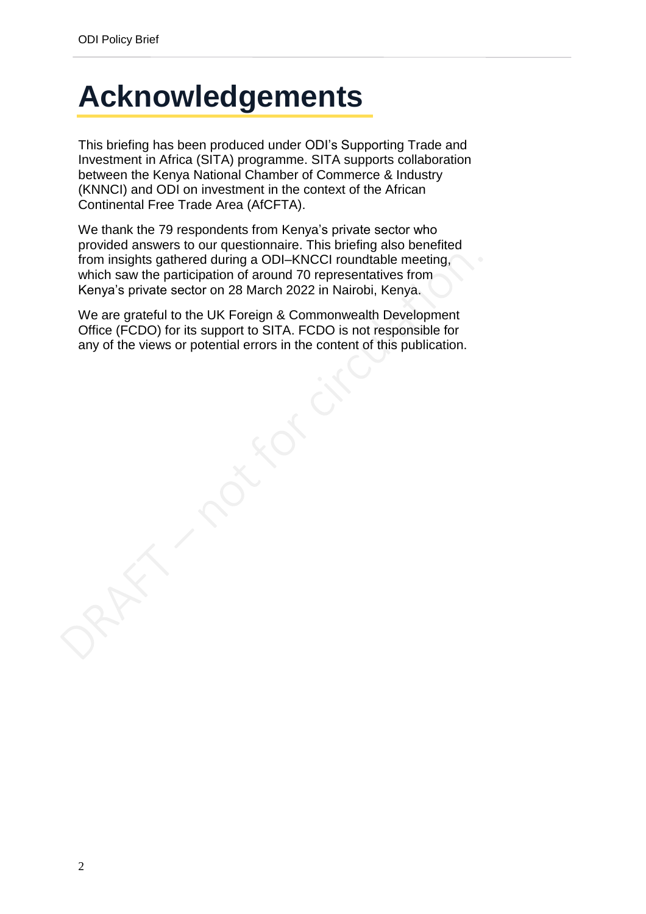# Acknowledgements

This briefing has been produced under ODI's Supporting Trade and Investment in Africa (SITA) programme. SITA supports collaboration between the Kenya National Chamber of Commerce & Industry (KNNCI) and ODI on investment in the context of the African Continental Free Trade Area (AfCFTA).

We thank the 79 respondents from Kenya's private sector who provided answers to our questionnaire. This briefing also benefited from insights gathered during a ODI–KNCCI roundtable meeting, which saw the participation of around 70 representatives from Kenya's private sector on 28 March 2022 in Nairobi, Kenya.

We are grateful to the UK Foreign & Commonwealth Development Office (FCDO) for its support to SITA. FCDO is not responsible for any of the views or potential errors in the content of this publication.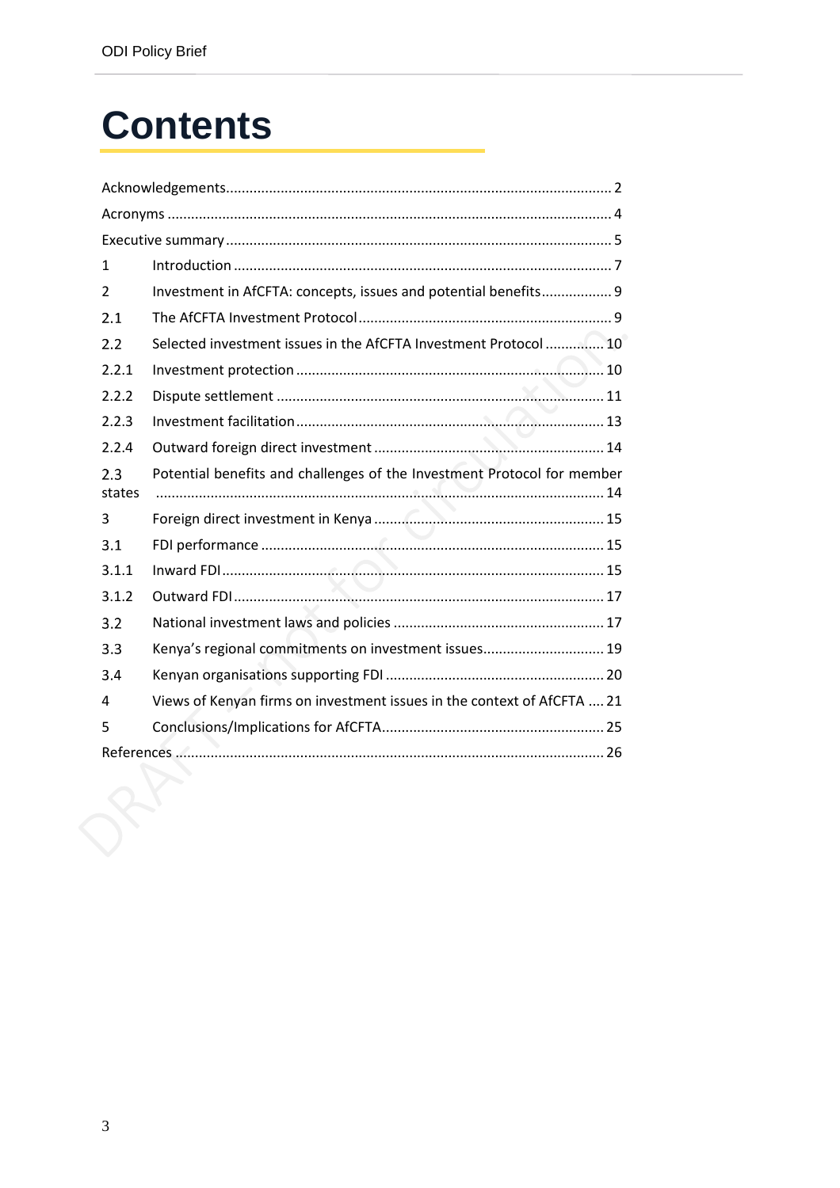# Contents

Acknowledgements .... 2
Acronyms .... 4
Executive summary .... 5
1 Introduction .... 7
2 Investment in AfCFTA: concepts, issues and potential benefits .... 9
2.1 The AfCFTA Investment Protocol .... 9
2.2 Selected investment issues in the AfCFTA Investment Protocol .... 10
2.2.1 Investment protection .... 10
2.2.2 Dispute settlement .... 11
2.2.3 Investment facilitation .... 13
2.2.4 Outward foreign direct investment .... 14
2.3 Potential benefits and challenges of the Investment Protocol for member states .... 14
3 Foreign direct investment in Kenya .... 15
3.1 FDI performance .... 15
3.1.1 Inward FDI .... 15
3.1.2 Outward FDI .... 17
3.2 National investment laws and policies .... 17
3.3 Kenya's regional commitments on investment issues .... 19
3.4 Kenyan organisations supporting FDI .... 20
4 Views of Kenyan firms on investment issues in the context of AfCFTA .... 21
5 Conclusions/Implications for AfCFTA .... 25
References .... 26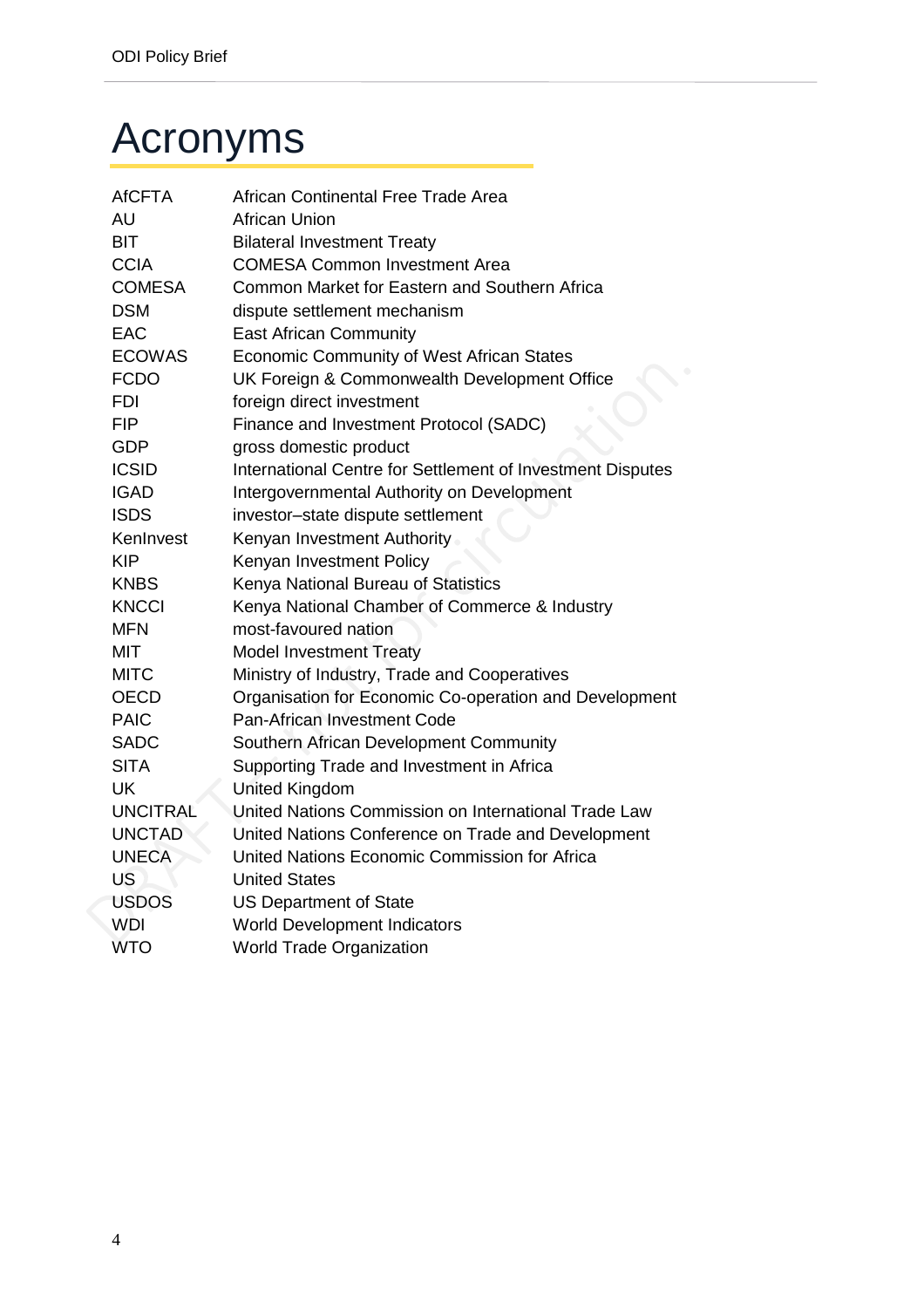# Acronyms

| | |
|---|---|
| AfCFTA | African Continental Free Trade Area |
| AU | African Union |
| BIT | Bilateral Investment Treaty |
| CCIA | COMESA Common Investment Area |
| COMESA | Common Market for Eastern and Southern Africa |
| DSM | dispute settlement mechanism |
| EAC | East African Community |
| ECOWAS | Economic Community of West African States |
| FCDO | UK Foreign & Commonwealth Development Office |
| FDI | foreign direct investment |
| FIP | Finance and Investment Protocol (SADC) |
| GDP | gross domestic product |
| ICSID | International Centre for Settlement of Investment Disputes |
| IGAD | Intergovernmental Authority on Development |
| ISDS | investor–state dispute settlement |
| KenInvest | Kenyan Investment Authority |
| KIP | Kenyan Investment Policy |
| KNBS | Kenya National Bureau of Statistics |
| KNCCI | Kenya National Chamber of Commerce & Industry |
| MFN | most-favoured nation |
| MIT | Model Investment Treaty |
| MITC | Ministry of Industry, Trade and Cooperatives |
| OECD | Organisation for Economic Co-operation and Development |
| PAIC | Pan-African Investment Code |
| SADC | Southern African Development Community |
| SITA | Supporting Trade and Investment in Africa |
| UK | United Kingdom |
| UNCITRAL | United Nations Commission on International Trade Law |
| UNCTAD | United Nations Conference on Trade and Development |
| UNECA | United Nations Economic Commission for Africa |
| US | United States |
| USDOS | US Department of State |
| WDI | World Development Indicators |
| WTO | World Trade Organization |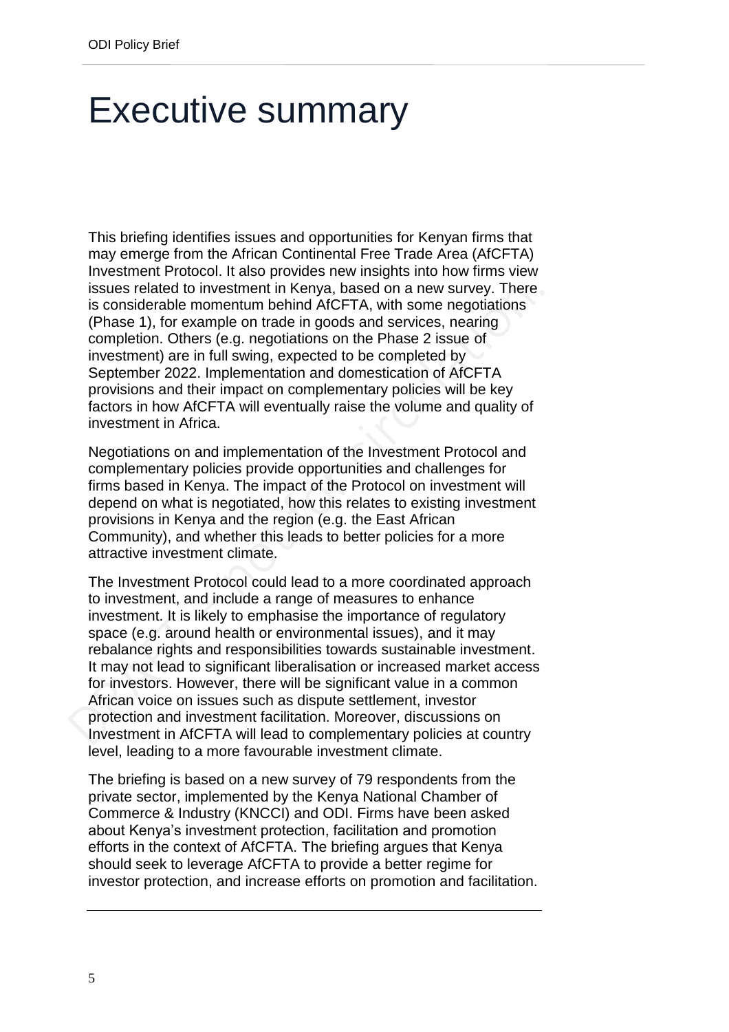# Executive summary

This briefing identifies issues and opportunities for Kenyan firms that may emerge from the African Continental Free Trade Area (AfCFTA) Investment Protocol. It also provides new insights into how firms view issues related to investment in Kenya, based on a new survey. There is considerable momentum behind AfCFTA, with some negotiations (Phase 1), for example on trade in goods and services, nearing completion. Others (e.g. negotiations on the Phase 2 issue of investment) are in full swing, expected to be completed by September 2022. Implementation and domestication of AfCFTA provisions and their impact on complementary policies will be key factors in how AfCFTA will eventually raise the volume and quality of investment in Africa.

Negotiations on and implementation of the Investment Protocol and complementary policies provide opportunities and challenges for firms based in Kenya. The impact of the Protocol on investment will depend on what is negotiated, how this relates to existing investment provisions in Kenya and the region (e.g. the East African Community), and whether this leads to better policies for a more attractive investment climate.

The Investment Protocol could lead to a more coordinated approach to investment, and include a range of measures to enhance investment. It is likely to emphasise the importance of regulatory space (e.g. around health or environmental issues), and it may rebalance rights and responsibilities towards sustainable investment. It may not lead to significant liberalisation or increased market access for investors. However, there will be significant value in a common African voice on issues such as dispute settlement, investor protection and investment facilitation. Moreover, discussions on Investment in AfCFTA will lead to complementary policies at country level, leading to a more favourable investment climate.

The briefing is based on a new survey of 79 respondents from the private sector, implemented by the Kenya National Chamber of Commerce & Industry (KNCCI) and ODI. Firms have been asked about Kenya's investment protection, facilitation and promotion efforts in the context of AfCFTA. The briefing argues that Kenya should seek to leverage AfCFTA to provide a better regime for investor protection, and increase efforts on promotion and facilitation.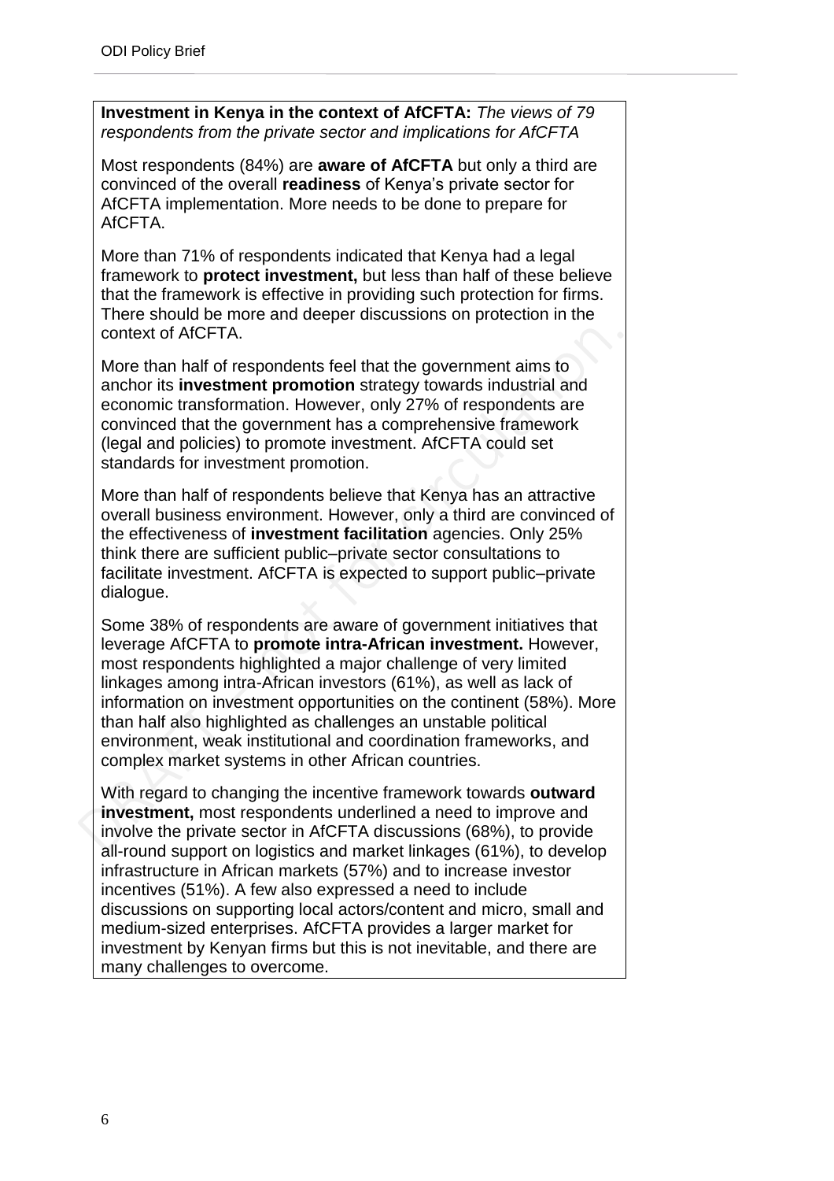**Investment in Kenya in the context of AfCFTA:** *The views of 79 respondents from the private sector and implications for AfCFTA*

Most respondents (84%) are **aware of AfCFTA** but only a third are convinced of the overall **readiness** of Kenya's private sector for AfCFTA implementation. More needs to be done to prepare for AfCFTA.

More than 71% of respondents indicated that Kenya had a legal framework to **protect investment,** but less than half of these believe that the framework is effective in providing such protection for firms. There should be more and deeper discussions on protection in the context of AfCFTA.

More than half of respondents feel that the government aims to anchor its **investment promotion** strategy towards industrial and economic transformation. However, only 27% of respondents are convinced that the government has a comprehensive framework (legal and policies) to promote investment. AfCFTA could set standards for investment promotion.

More than half of respondents believe that Kenya has an attractive overall business environment. However, only a third are convinced of the effectiveness of **investment facilitation** agencies. Only 25% think there are sufficient public–private sector consultations to facilitate investment. AfCFTA is expected to support public–private dialogue.

Some 38% of respondents are aware of government initiatives that leverage AfCFTA to **promote intra-African investment.** However, most respondents highlighted a major challenge of very limited linkages among intra-African investors (61%), as well as lack of information on investment opportunities on the continent (58%). More than half also highlighted as challenges an unstable political environment, weak institutional and coordination frameworks, and complex market systems in other African countries.

With regard to changing the incentive framework towards **outward investment,** most respondents underlined a need to improve and involve the private sector in AfCFTA discussions (68%), to provide all-round support on logistics and market linkages (61%), to develop infrastructure in African markets (57%) and to increase investor incentives (51%). A few also expressed a need to include discussions on supporting local actors/content and micro, small and medium-sized enterprises. AfCFTA provides a larger market for investment by Kenyan firms but this is not inevitable, and there are many challenges to overcome.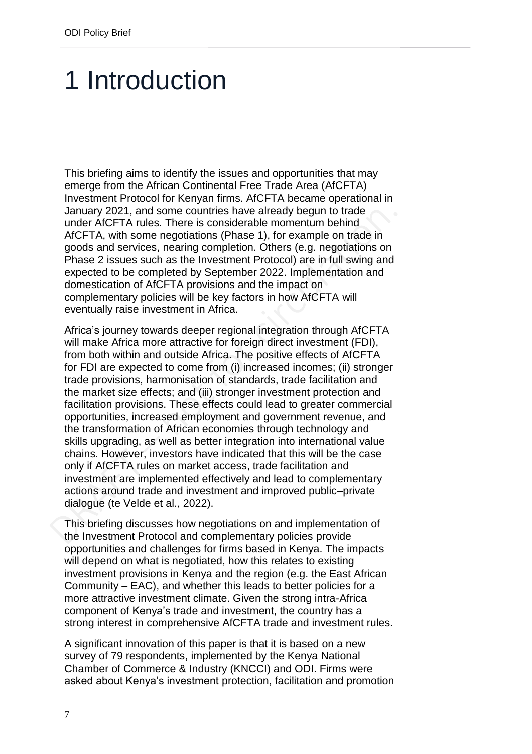# 1 Introduction

This briefing aims to identify the issues and opportunities that may emerge from the African Continental Free Trade Area (AfCFTA) Investment Protocol for Kenyan firms. AfCFTA became operational in January 2021, and some countries have already begun to trade under AfCFTA rules. There is considerable momentum behind AfCFTA, with some negotiations (Phase 1), for example on trade in goods and services, nearing completion. Others (e.g. negotiations on Phase 2 issues such as the Investment Protocol) are in full swing and expected to be completed by September 2022. Implementation and domestication of AfCFTA provisions and the impact on complementary policies will be key factors in how AfCFTA will eventually raise investment in Africa.

Africa's journey towards deeper regional integration through AfCFTA will make Africa more attractive for foreign direct investment (FDI), from both within and outside Africa. The positive effects of AfCFTA for FDI are expected to come from (i) increased incomes; (ii) stronger trade provisions, harmonisation of standards, trade facilitation and the market size effects; and (iii) stronger investment protection and facilitation provisions. These effects could lead to greater commercial opportunities, increased employment and government revenue, and the transformation of African economies through technology and skills upgrading, as well as better integration into international value chains. However, investors have indicated that this will be the case only if AfCFTA rules on market access, trade facilitation and investment are implemented effectively and lead to complementary actions around trade and investment and improved public–private dialogue (te Velde et al., 2022).

This briefing discusses how negotiations on and implementation of the Investment Protocol and complementary policies provide opportunities and challenges for firms based in Kenya. The impacts will depend on what is negotiated, how this relates to existing investment provisions in Kenya and the region (e.g. the East African Community – EAC), and whether this leads to better policies for a more attractive investment climate. Given the strong intra-Africa component of Kenya's trade and investment, the country has a strong interest in comprehensive AfCFTA trade and investment rules.

A significant innovation of this paper is that it is based on a new survey of 79 respondents, implemented by the Kenya National Chamber of Commerce & Industry (KNCCI) and ODI. Firms were asked about Kenya's investment protection, facilitation and promotion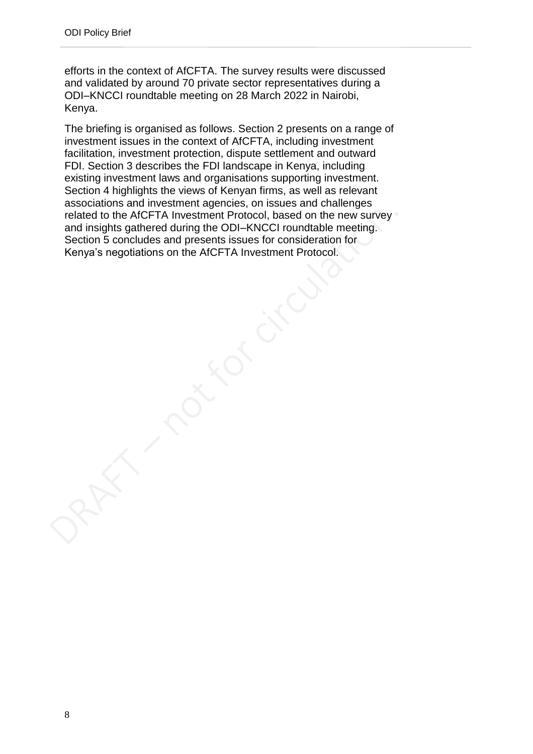efforts in the context of AfCFTA. The survey results were discussed and validated by around 70 private sector representatives during a ODI–KNCCI roundtable meeting on 28 March 2022 in Nairobi, Kenya.

The briefing is organised as follows. Section 2 presents on a range of investment issues in the context of AfCFTA, including investment facilitation, investment protection, dispute settlement and outward FDI. Section 3 describes the FDI landscape in Kenya, including existing investment laws and organisations supporting investment. Section 4 highlights the views of Kenyan firms, as well as relevant associations and investment agencies, on issues and challenges related to the AfCFTA Investment Protocol, based on the new survey and insights gathered during the ODI–KNCCI roundtable meeting. Section 5 concludes and presents issues for consideration for Kenya's negotiations on the AfCFTA Investment Protocol.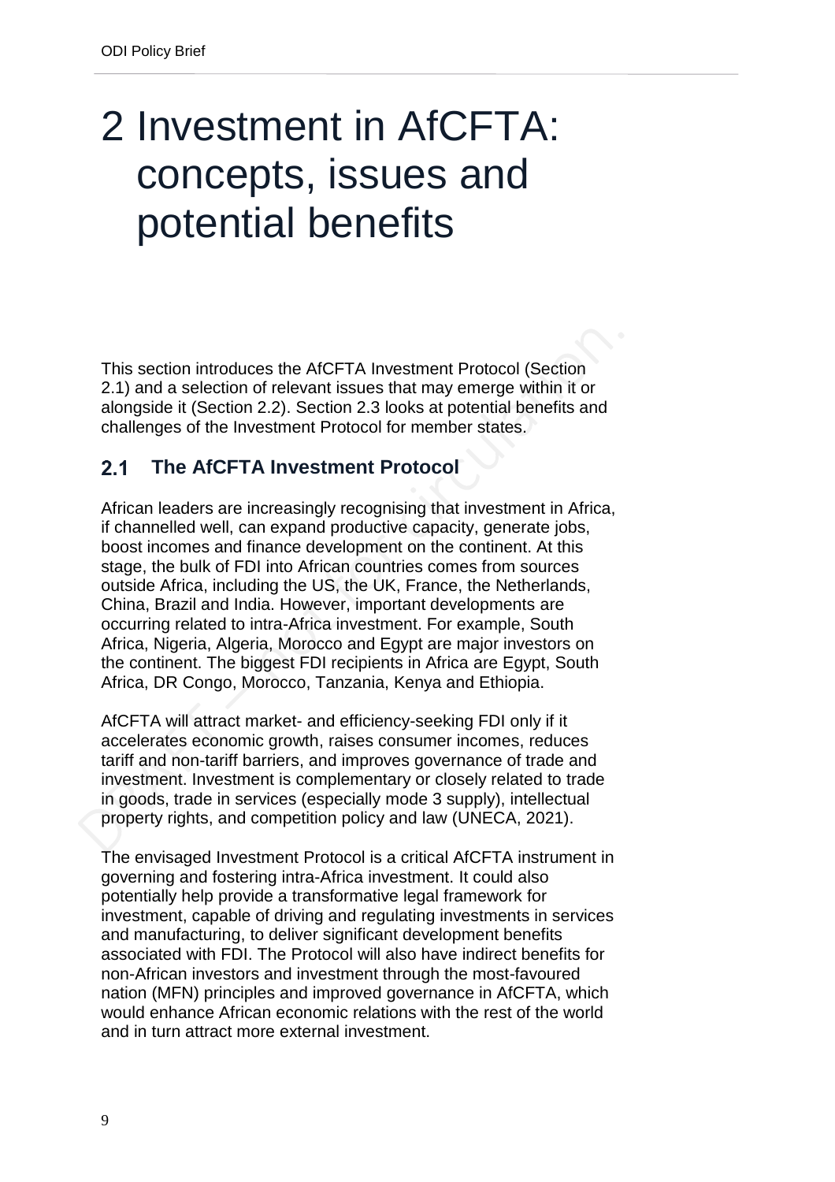# 2 Investment in AfCFTA: concepts, issues and potential benefits

This section introduces the AfCFTA Investment Protocol (Section 2.1) and a selection of relevant issues that may emerge within it or alongside it (Section 2.2). Section 2.3 looks at potential benefits and challenges of the Investment Protocol for member states.

## 2.1 The AfCFTA Investment Protocol

African leaders are increasingly recognising that investment in Africa, if channelled well, can expand productive capacity, generate jobs, boost incomes and finance development on the continent. At this stage, the bulk of FDI into African countries comes from sources outside Africa, including the US, the UK, France, the Netherlands, China, Brazil and India. However, important developments are occurring related to intra-Africa investment. For example, South Africa, Nigeria, Algeria, Morocco and Egypt are major investors on the continent. The biggest FDI recipients in Africa are Egypt, South Africa, DR Congo, Morocco, Tanzania, Kenya and Ethiopia.

AfCFTA will attract market- and efficiency-seeking FDI only if it accelerates economic growth, raises consumer incomes, reduces tariff and non-tariff barriers, and improves governance of trade and investment. Investment is complementary or closely related to trade in goods, trade in services (especially mode 3 supply), intellectual property rights, and competition policy and law (UNECA, 2021).

The envisaged Investment Protocol is a critical AfCFTA instrument in governing and fostering intra-Africa investment. It could also potentially help provide a transformative legal framework for investment, capable of driving and regulating investments in services and manufacturing, to deliver significant development benefits associated with FDI. The Protocol will also have indirect benefits for non-African investors and investment through the most-favoured nation (MFN) principles and improved governance in AfCFTA, which would enhance African economic relations with the rest of the world and in turn attract more external investment.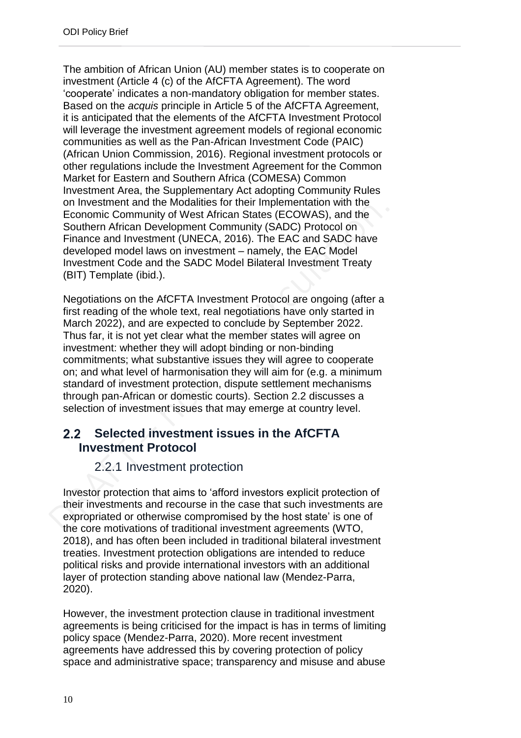The ambition of African Union (AU) member states is to cooperate on investment (Article 4 (c) of the AfCFTA Agreement). The word 'cooperate' indicates a non-mandatory obligation for member states. Based on the *acquis* principle in Article 5 of the AfCFTA Agreement, it is anticipated that the elements of the AfCFTA Investment Protocol will leverage the investment agreement models of regional economic communities as well as the Pan-African Investment Code (PAIC) (African Union Commission, 2016). Regional investment protocols or other regulations include the Investment Agreement for the Common Market for Eastern and Southern Africa (COMESA) Common Investment Area, the Supplementary Act adopting Community Rules on Investment and the Modalities for their Implementation with the Economic Community of West African States (ECOWAS), and the Southern African Development Community (SADC) Protocol on Finance and Investment (UNECA, 2016). The EAC and SADC have developed model laws on investment – namely, the EAC Model Investment Code and the SADC Model Bilateral Investment Treaty (BIT) Template (ibid.).

Negotiations on the AfCFTA Investment Protocol are ongoing (after a first reading of the whole text, real negotiations have only started in March 2022), and are expected to conclude by September 2022. Thus far, it is not yet clear what the member states will agree on investment: whether they will adopt binding or non-binding commitments; what substantive issues they will agree to cooperate on; and what level of harmonisation they will aim for (e.g. a minimum standard of investment protection, dispute settlement mechanisms through pan-African or domestic courts). Section 2.2 discusses a selection of investment issues that may emerge at country level.

## 2.2 Selected investment issues in the AfCFTA Investment Protocol

### 2.2.1 Investment protection

Investor protection that aims to 'afford investors explicit protection of their investments and recourse in the case that such investments are expropriated or otherwise compromised by the host state' is one of the core motivations of traditional investment agreements (WTO, 2018), and has often been included in traditional bilateral investment treaties. Investment protection obligations are intended to reduce political risks and provide international investors with an additional layer of protection standing above national law (Mendez-Parra, 2020).

However, the investment protection clause in traditional investment agreements is being criticised for the impact is has in terms of limiting policy space (Mendez-Parra, 2020). More recent investment agreements have addressed this by covering protection of policy space and administrative space; transparency and misuse and abuse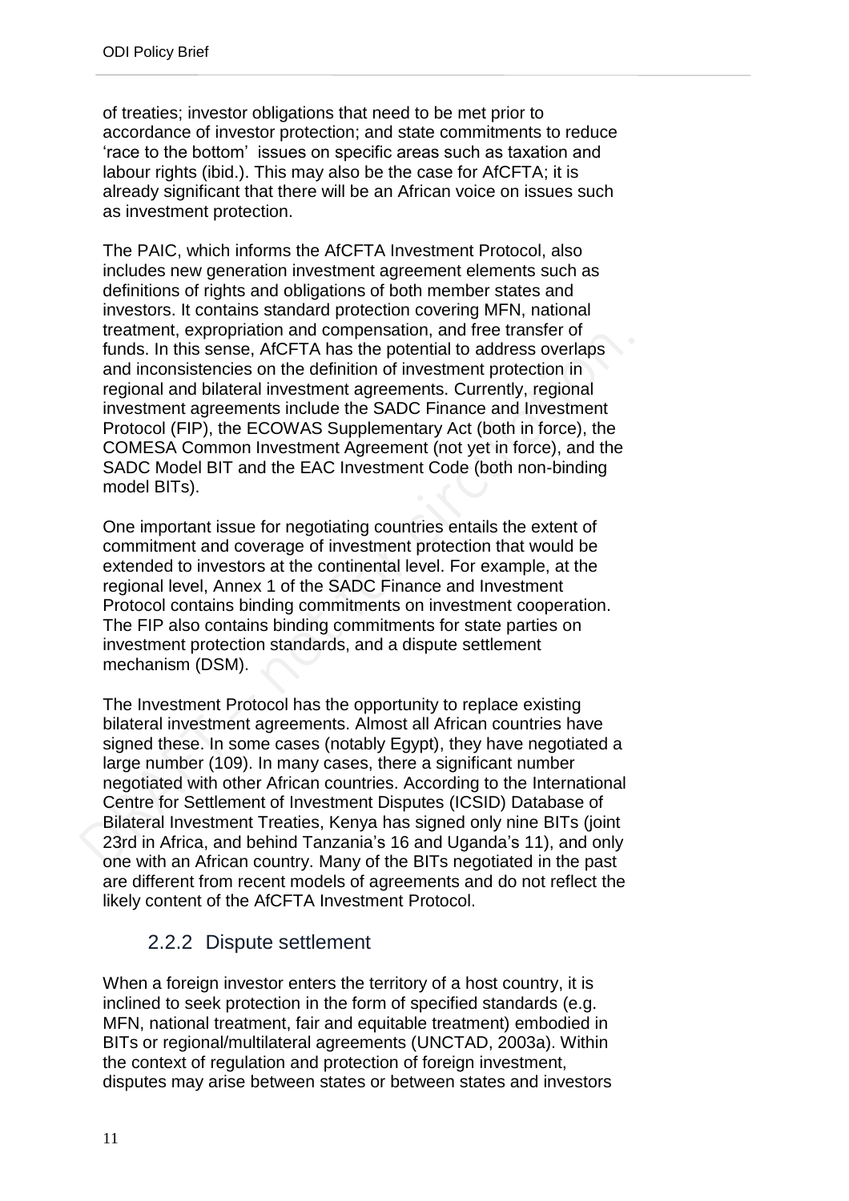of treaties; investor obligations that need to be met prior to accordance of investor protection; and state commitments to reduce 'race to the bottom' issues on specific areas such as taxation and labour rights (ibid.). This may also be the case for AfCFTA; it is already significant that there will be an African voice on issues such as investment protection.

The PAIC, which informs the AfCFTA Investment Protocol, also includes new generation investment agreement elements such as definitions of rights and obligations of both member states and investors. It contains standard protection covering MFN, national treatment, expropriation and compensation, and free transfer of funds. In this sense, AfCFTA has the potential to address overlaps and inconsistencies on the definition of investment protection in regional and bilateral investment agreements. Currently, regional investment agreements include the SADC Finance and Investment Protocol (FIP), the ECOWAS Supplementary Act (both in force), the COMESA Common Investment Agreement (not yet in force), and the SADC Model BIT and the EAC Investment Code (both non-binding model BITs).

One important issue for negotiating countries entails the extent of commitment and coverage of investment protection that would be extended to investors at the continental level. For example, at the regional level, Annex 1 of the SADC Finance and Investment Protocol contains binding commitments on investment cooperation. The FIP also contains binding commitments for state parties on investment protection standards, and a dispute settlement mechanism (DSM).

The Investment Protocol has the opportunity to replace existing bilateral investment agreements. Almost all African countries have signed these. In some cases (notably Egypt), they have negotiated a large number (109). In many cases, there a significant number negotiated with other African countries. According to the International Centre for Settlement of Investment Disputes (ICSID) Database of Bilateral Investment Treaties, Kenya has signed only nine BITs (joint 23rd in Africa, and behind Tanzania's 16 and Uganda's 11), and only one with an African country. Many of the BITs negotiated in the past are different from recent models of agreements and do not reflect the likely content of the AfCFTA Investment Protocol.

### 2.2.2 Dispute settlement

When a foreign investor enters the territory of a host country, it is inclined to seek protection in the form of specified standards (e.g. MFN, national treatment, fair and equitable treatment) embodied in BITs or regional/multilateral agreements (UNCTAD, 2003a). Within the context of regulation and protection of foreign investment, disputes may arise between states or between states and investors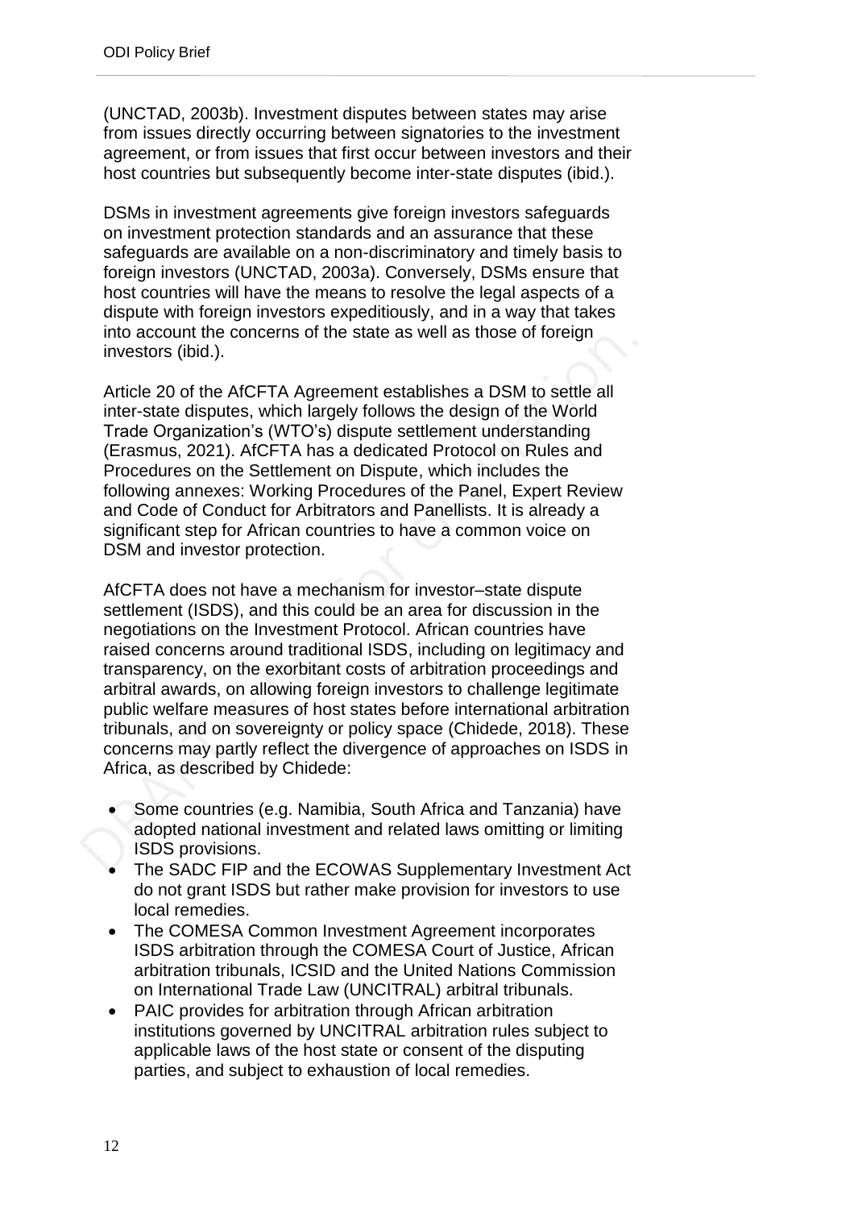(UNCTAD, 2003b). Investment disputes between states may arise from issues directly occurring between signatories to the investment agreement, or from issues that first occur between investors and their host countries but subsequently become inter-state disputes (ibid.).

DSMs in investment agreements give foreign investors safeguards on investment protection standards and an assurance that these safeguards are available on a non-discriminatory and timely basis to foreign investors (UNCTAD, 2003a). Conversely, DSMs ensure that host countries will have the means to resolve the legal aspects of a dispute with foreign investors expeditiously, and in a way that takes into account the concerns of the state as well as those of foreign investors (ibid.).

Article 20 of the AfCFTA Agreement establishes a DSM to settle all inter-state disputes, which largely follows the design of the World Trade Organization's (WTO's) dispute settlement understanding (Erasmus, 2021). AfCFTA has a dedicated Protocol on Rules and Procedures on the Settlement on Dispute, which includes the following annexes: Working Procedures of the Panel, Expert Review and Code of Conduct for Arbitrators and Panellists. It is already a significant step for African countries to have a common voice on DSM and investor protection.

AfCFTA does not have a mechanism for investor–state dispute settlement (ISDS), and this could be an area for discussion in the negotiations on the Investment Protocol. African countries have raised concerns around traditional ISDS, including on legitimacy and transparency, on the exorbitant costs of arbitration proceedings and arbitral awards, on allowing foreign investors to challenge legitimate public welfare measures of host states before international arbitration tribunals, and on sovereignty or policy space (Chidede, 2018). These concerns may partly reflect the divergence of approaches on ISDS in Africa, as described by Chidede:

- Some countries (e.g. Namibia, South Africa and Tanzania) have adopted national investment and related laws omitting or limiting ISDS provisions.
- The SADC FIP and the ECOWAS Supplementary Investment Act do not grant ISDS but rather make provision for investors to use local remedies.
- The COMESA Common Investment Agreement incorporates ISDS arbitration through the COMESA Court of Justice, African arbitration tribunals, ICSID and the United Nations Commission on International Trade Law (UNCITRAL) arbitral tribunals.
- PAIC provides for arbitration through African arbitration institutions governed by UNCITRAL arbitration rules subject to applicable laws of the host state or consent of the disputing parties, and subject to exhaustion of local remedies.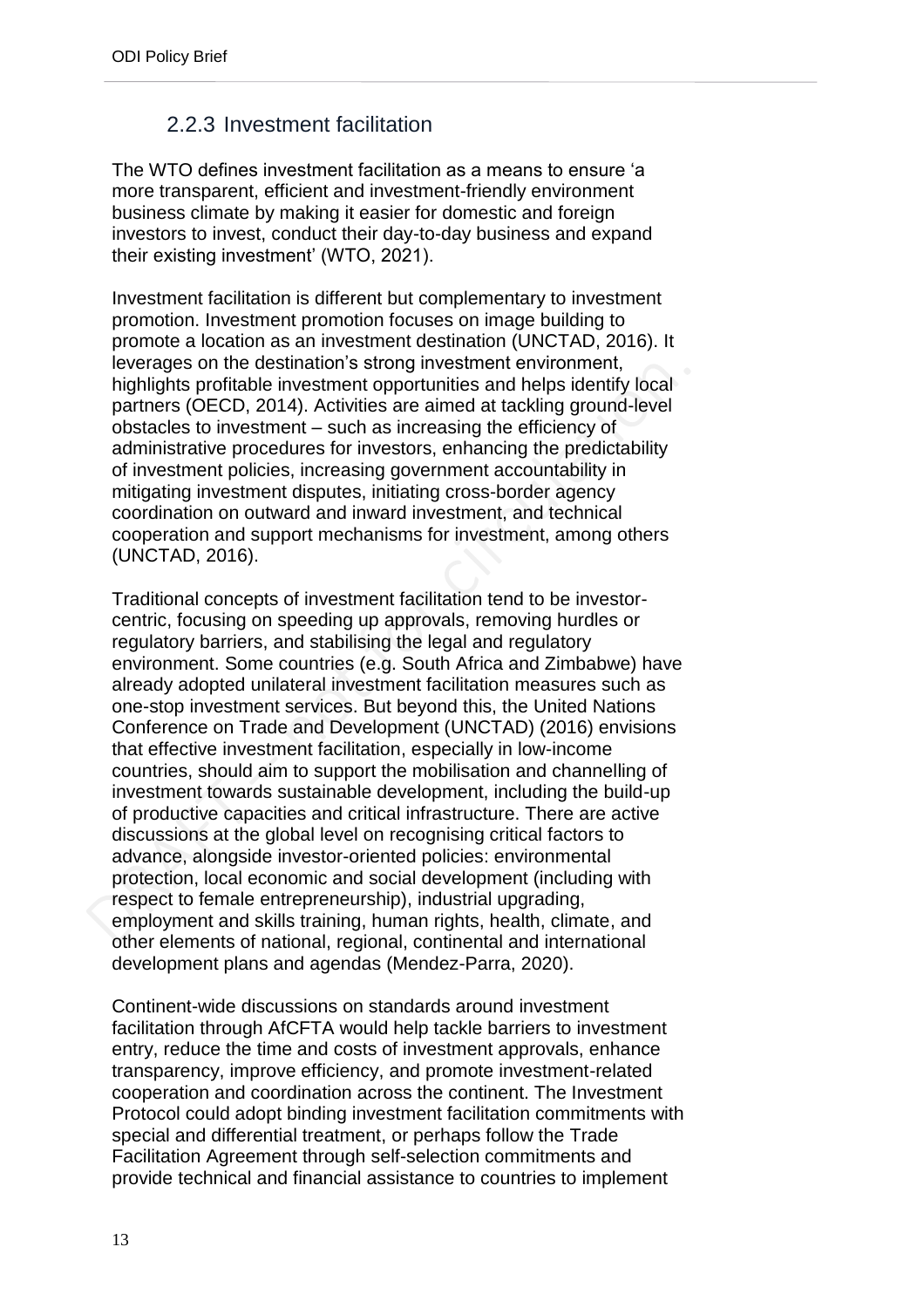### 2.2.3 Investment facilitation

The WTO defines investment facilitation as a means to ensure 'a more transparent, efficient and investment-friendly environment business climate by making it easier for domestic and foreign investors to invest, conduct their day-to-day business and expand their existing investment' (WTO, 2021).

Investment facilitation is different but complementary to investment promotion. Investment promotion focuses on image building to promote a location as an investment destination (UNCTAD, 2016). It leverages on the destination's strong investment environment, highlights profitable investment opportunities and helps identify local partners (OECD, 2014). Activities are aimed at tackling ground-level obstacles to investment – such as increasing the efficiency of administrative procedures for investors, enhancing the predictability of investment policies, increasing government accountability in mitigating investment disputes, initiating cross-border agency coordination on outward and inward investment, and technical cooperation and support mechanisms for investment, among others (UNCTAD, 2016).

Traditional concepts of investment facilitation tend to be investor-centric, focusing on speeding up approvals, removing hurdles or regulatory barriers, and stabilising the legal and regulatory environment. Some countries (e.g. South Africa and Zimbabwe) have already adopted unilateral investment facilitation measures such as one-stop investment services. But beyond this, the United Nations Conference on Trade and Development (UNCTAD) (2016) envisions that effective investment facilitation, especially in low-income countries, should aim to support the mobilisation and channelling of investment towards sustainable development, including the build-up of productive capacities and critical infrastructure. There are active discussions at the global level on recognising critical factors to advance, alongside investor-oriented policies: environmental protection, local economic and social development (including with respect to female entrepreneurship), industrial upgrading, employment and skills training, human rights, health, climate, and other elements of national, regional, continental and international development plans and agendas (Mendez-Parra, 2020).

Continent-wide discussions on standards around investment facilitation through AfCFTA would help tackle barriers to investment entry, reduce the time and costs of investment approvals, enhance transparency, improve efficiency, and promote investment-related cooperation and coordination across the continent. The Investment Protocol could adopt binding investment facilitation commitments with special and differential treatment, or perhaps follow the Trade Facilitation Agreement through self-selection commitments and provide technical and financial assistance to countries to implement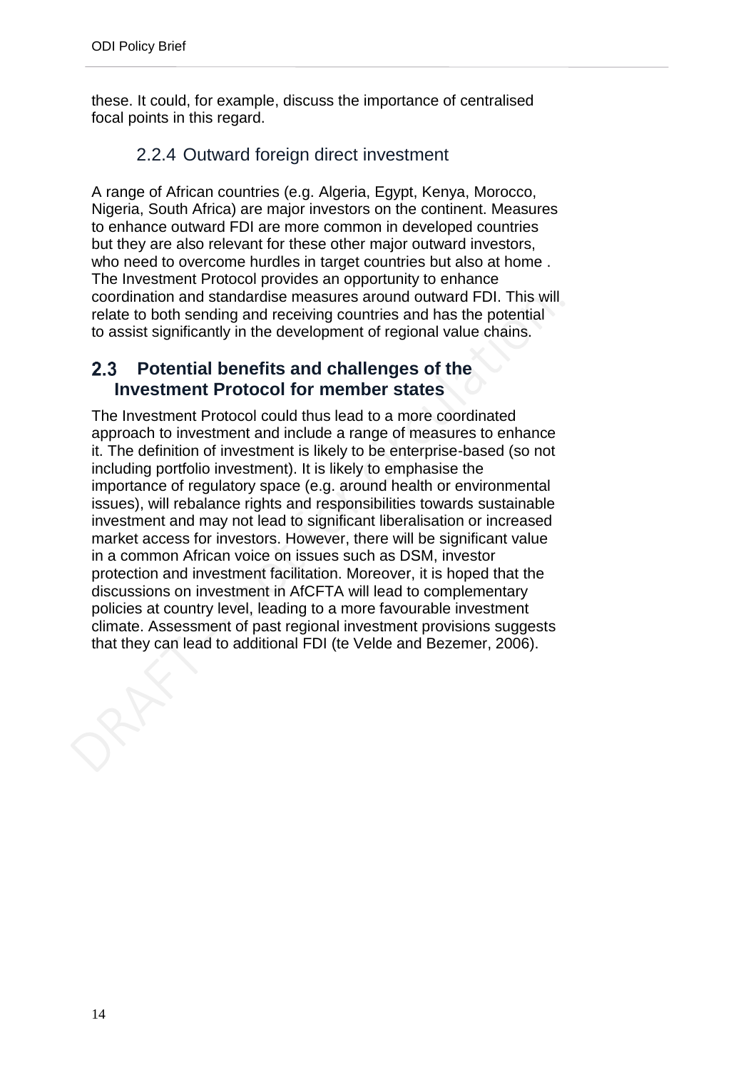these. It could, for example, discuss the importance of centralised focal points in this regard.

#### 2.2.4 Outward foreign direct investment

A range of African countries (e.g. Algeria, Egypt, Kenya, Morocco, Nigeria, South Africa) are major investors on the continent. Measures to enhance outward FDI are more common in developed countries but they are also relevant for these other major outward investors, who need to overcome hurdles in target countries but also at home . The Investment Protocol provides an opportunity to enhance coordination and standardise measures around outward FDI. This will relate to both sending and receiving countries and has the potential to assist significantly in the development of regional value chains.

### 2.3 Potential benefits and challenges of the Investment Protocol for member states

The Investment Protocol could thus lead to a more coordinated approach to investment and include a range of measures to enhance it. The definition of investment is likely to be enterprise-based (so not including portfolio investment). It is likely to emphasise the importance of regulatory space (e.g. around health or environmental issues), will rebalance rights and responsibilities towards sustainable investment and may not lead to significant liberalisation or increased market access for investors. However, there will be significant value in a common African voice on issues such as DSM, investor protection and investment facilitation. Moreover, it is hoped that the discussions on investment in AfCFTA will lead to complementary policies at country level, leading to a more favourable investment climate. Assessment of past regional investment provisions suggests that they can lead to additional FDI (te Velde and Bezemer, 2006).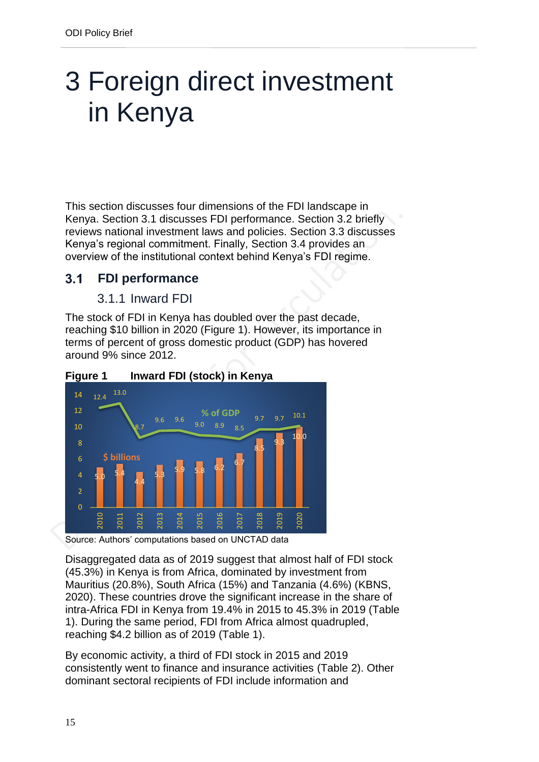# 3 Foreign direct investment in Kenya

This section discusses four dimensions of the FDI landscape in Kenya. Section 3.1 discusses FDI performance. Section 3.2 briefly reviews national investment laws and policies. Section 3.3 discusses Kenya's regional commitment. Finally, Section 3.4 provides an overview of the institutional context behind Kenya's FDI regime.

## 3.1 FDI performance

### 3.1.1 Inward FDI

The stock of FDI in Kenya has doubled over the past decade, reaching $10 billion in 2020 (Figure 1). However, its importance in terms of percent of gross domestic product (GDP) has hovered around 9% since 2012.

**Figure 1 Inward FDI (stock) in Kenya**

| Year | $ billions | % of GDP |
|---|---|---|
| 2010 | 5.0 | 12.4 |
| 2011 | 5.4 | 13.0 |
| 2012 | 4.4 | 8.7 |
| 2013 | 5.3 | 9.6 |
| 2014 | 5.9 | 9.6 |
| 2015 | 5.8 | 9.0 |
| 2016 | 6.2 | 8.9 |
| 2017 | 6.7 | 8.5 |
| 2018 | 8.5 | 9.7 |
| 2019 | 9.3 | 9.7 |
| 2020 | 10.0 | 10.1 |

Source: Authors' computations based on UNCTAD data

Disaggregated data as of 2019 suggest that almost half of FDI stock (45.3%) in Kenya is from Africa, dominated by investment from Mauritius (20.8%), South Africa (15%) and Tanzania (4.6%) (KBNS, 2020). These countries drove the significant increase in the share of intra-Africa FDI in Kenya from 19.4% in 2015 to 45.3% in 2019 (Table 1). During the same period, FDI from Africa almost quadrupled, reaching $4.2 billion as of 2019 (Table 1).

By economic activity, a third of FDI stock in 2015 and 2019 consistently went to finance and insurance activities (Table 2). Other dominant sectoral recipients of FDI include information and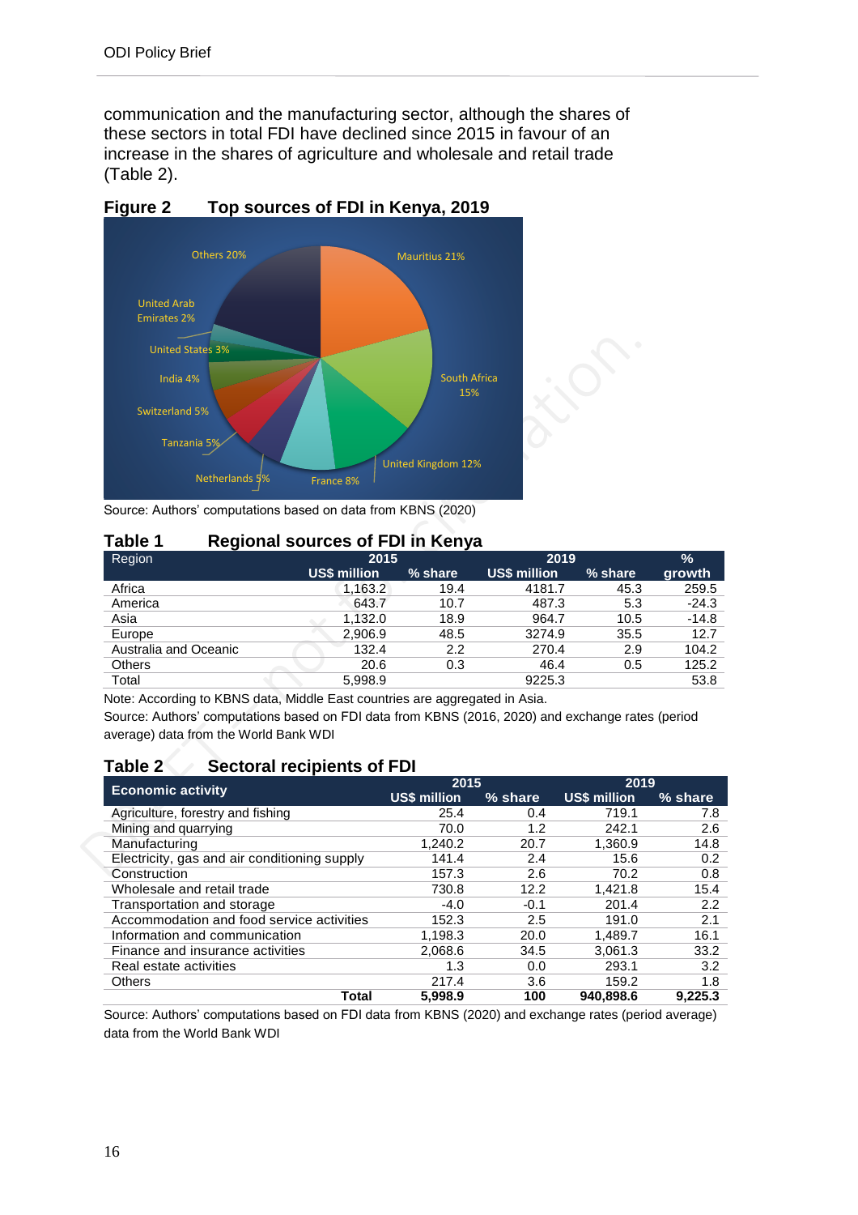communication and the manufacturing sector, although the shares of these sectors in total FDI have declined since 2015 in favour of an increase in the shares of agriculture and wholesale and retail trade (Table 2).

**Figure 2 Top sources of FDI in Kenya, 2019**

Mauritius 21%
South Africa 15%
United Kingdom 12%
France 8%
Netherlands 5%
Tanzania 5%
Switzerland 5%
India 4%
United States 3%
United Arab Emirates 2%
Others 20%

Source: Authors' computations based on data from KBNS (2020)

**Table 1 Regional sources of FDI in Kenya**

| Region | 2015 | | 2019 | | % |
|---|---|---|---|---|---|
| | US$ million | % share | US$ million | % share | growth |
| Africa | 1,163.2 | 19.4 | 4181.7 | 45.3 | 259.5 |
| America | 643.7 | 10.7 | 487.3 | 5.3 | -24.3 |
| Asia | 1,132.0 | 18.9 | 964.7 | 10.5 | -14.8 |
| Europe | 2,906.9 | 48.5 | 3274.9 | 35.5 | 12.7 |
| Australia and Oceanic | 132.4 | 2.2 | 270.4 | 2.9 | 104.2 |
| Others | 20.6 | 0.3 | 46.4 | 0.5 | 125.2 |
| Total | 5,998.9 | | 9225.3 | | 53.8 |

Note: According to KBNS data, Middle East countries are aggregated in Asia.

Source: Authors' computations based on FDI data from KBNS (2016, 2020) and exchange rates (period average) data from the World Bank WDI

**Table 2 Sectoral recipients of FDI**

| Economic activity | 2015 | | 2019 | |
|---|---|---|---|---|
| | US$ million | % share | US$ million | % share |
| Agriculture, forestry and fishing | 25.4 | 0.4 | 719.1 | 7.8 |
| Mining and quarrying | 70.0 | 1.2 | 242.1 | 2.6 |
| Manufacturing | 1,240.2 | 20.7 | 1,360.9 | 14.8 |
| Electricity, gas and air conditioning supply | 141.4 | 2.4 | 15.6 | 0.2 |
| Construction | 157.3 | 2.6 | 70.2 | 0.8 |
| Wholesale and retail trade | 730.8 | 12.2 | 1,421.8 | 15.4 |
| Transportation and storage | -4.0 | -0.1 | 201.4 | 2.2 |
| Accommodation and food service activities | 152.3 | 2.5 | 191.0 | 2.1 |
| Information and communication | 1,198.3 | 20.0 | 1,489.7 | 16.1 |
| Finance and insurance activities | 2,068.6 | 34.5 | 3,061.3 | 33.2 |
| Real estate activities | 1.3 | 0.0 | 293.1 | 3.2 |
| Others | 217.4 | 3.6 | 159.2 | 1.8 |
| **Total** | **5,998.9** | **100** | **940,898.6** | **9,225.3** |

Source: Authors' computations based on FDI data from KBNS (2020) and exchange rates (period average) data from the World Bank WDI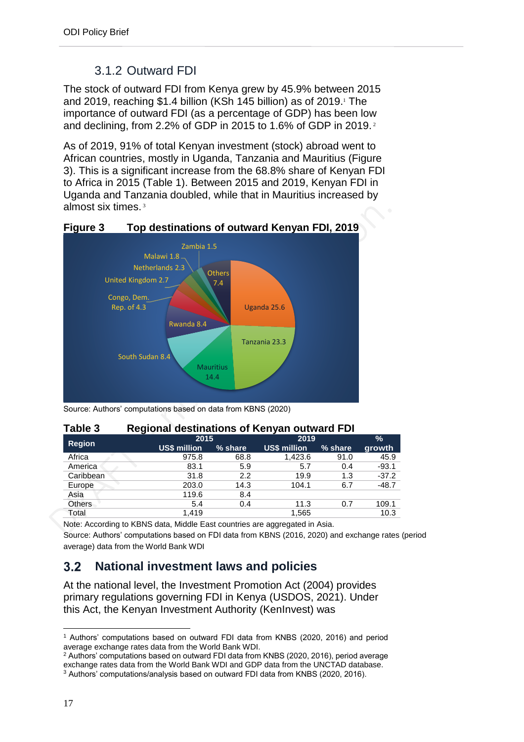### 3.1.2 Outward FDI

The stock of outward FDI from Kenya grew by 45.9% between 2015 and 2019, reaching $1.4 billion (KSh 145 billion) as of 2019.[1] The importance of outward FDI (as a percentage of GDP) has been low and declining, from 2.2% of GDP in 2015 to 1.6% of GDP in 2019.[2]

As of 2019, 91% of total Kenyan investment (stock) abroad went to African countries, mostly in Uganda, Tanzania and Mauritius (Figure 3). This is a significant increase from the 68.8% share of Kenyan FDI to Africa in 2015 (Table 1). Between 2015 and 2019, Kenyan FDI in Uganda and Tanzania doubled, while that in Mauritius increased by almost six times.[3]

**Figure 3 Top destinations of outward Kenyan FDI, 2019**

Zambia 1.5, Malawi 1.8, Netherlands 2.3, Others 7.4, United Kingdom 2.7, Congo, Dem. Rep. of 4.3, Uganda 25.6, Rwanda 8.4, Tanzania 23.3, South Sudan 8.4, Mauritius 14.4

Source: Authors' computations based on data from KBNS (2020)

**Table 3 Regional destinations of Kenyan outward FDI**

| Region | 2015 | | 2019 | | % growth |
|---|---|---|---|---|---|
| | US$ million | % share | US$ million | % share | |
| Africa | 975.8 | 68.8 | 1,423.6 | 91.0 | 45.9 |
| America | 83.1 | 5.9 | 5.7 | 0.4 | -93.1 |
| Caribbean | 31.8 | 2.2 | 19.9 | 1.3 | -37.2 |
| Europe | 203.0 | 14.3 | 104.1 | 6.7 | -48.7 |
| Asia | 119.6 | 8.4 | | | |
| Others | 5.4 | 0.4 | 11.3 | 0.7 | 109.1 |
| Total | 1,419 | | 1,565 | | 10.3 |

Note: According to KBNS data, Middle East countries are aggregated in Asia.

Source: Authors' computations based on FDI data from KBNS (2016, 2020) and exchange rates (period average) data from the World Bank WDI

## 3.2 National investment laws and policies

At the national level, the Investment Promotion Act (2004) provides primary regulations governing FDI in Kenya (USDOS, 2021). Under this Act, the Kenyan Investment Authority (KenInvest) was

[1] Authors' computations based on outward FDI data from KNBS (2020, 2016) and period average exchange rates data from the World Bank WDI.

[2] Authors' computations based on outward FDI data from KNBS (2020, 2016), period average exchange rates data from the World Bank WDI and GDP data from the UNCTAD database.

[3] Authors' computations/analysis based on outward FDI data from KNBS (2020, 2016).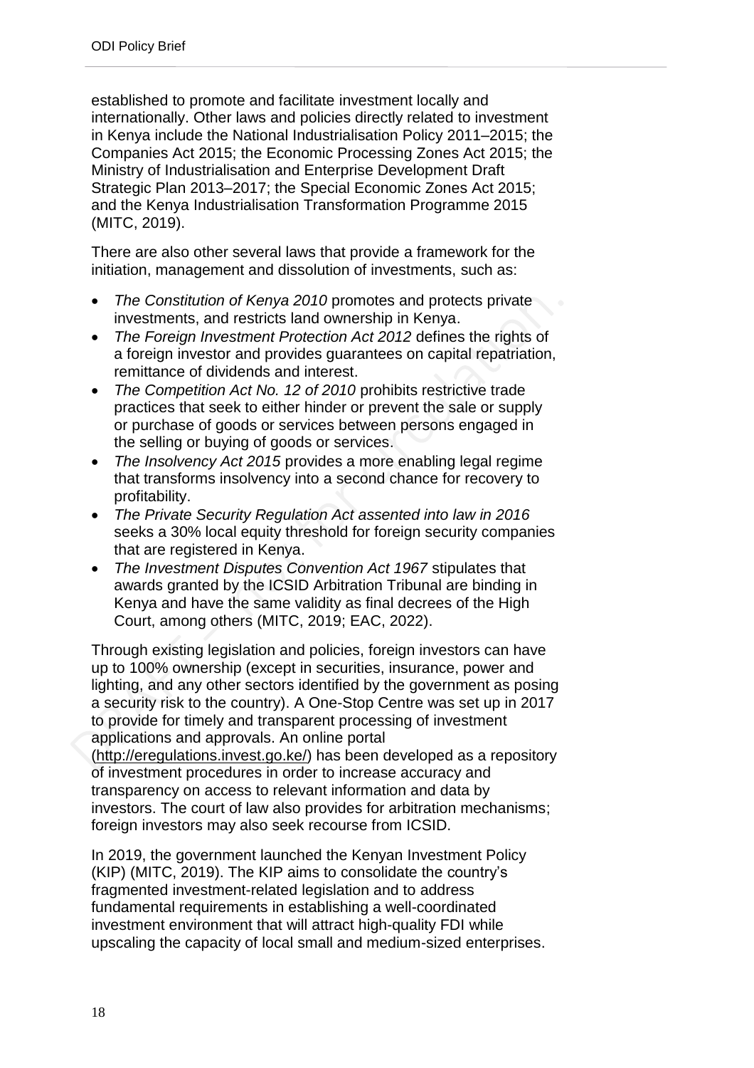established to promote and facilitate investment locally and internationally. Other laws and policies directly related to investment in Kenya include the National Industrialisation Policy 2011–2015; the Companies Act 2015; the Economic Processing Zones Act 2015; the Ministry of Industrialisation and Enterprise Development Draft Strategic Plan 2013–2017; the Special Economic Zones Act 2015; and the Kenya Industrialisation Transformation Programme 2015 (MITC, 2019).

There are also other several laws that provide a framework for the initiation, management and dissolution of investments, such as:

- *The Constitution of Kenya 2010* promotes and protects private investments, and restricts land ownership in Kenya.
- *The Foreign Investment Protection Act 2012* defines the rights of a foreign investor and provides guarantees on capital repatriation, remittance of dividends and interest.
- *The Competition Act No. 12 of 2010* prohibits restrictive trade practices that seek to either hinder or prevent the sale or supply or purchase of goods or services between persons engaged in the selling or buying of goods or services.
- *The Insolvency Act 2015* provides a more enabling legal regime that transforms insolvency into a second chance for recovery to profitability.
- *The Private Security Regulation Act assented into law in 2016* seeks a 30% local equity threshold for foreign security companies that are registered in Kenya.
- *The Investment Disputes Convention Act 1967* stipulates that awards granted by the ICSID Arbitration Tribunal are binding in Kenya and have the same validity as final decrees of the High Court, among others (MITC, 2019; EAC, 2022).

Through existing legislation and policies, foreign investors can have up to 100% ownership (except in securities, insurance, power and lighting, and any other sectors identified by the government as posing a security risk to the country). A One-Stop Centre was set up in 2017 to provide for timely and transparent processing of investment applications and approvals. An online portal (http://eregulations.invest.go.ke/) has been developed as a repository of investment procedures in order to increase accuracy and transparency on access to relevant information and data by investors. The court of law also provides for arbitration mechanisms; foreign investors may also seek recourse from ICSID.

In 2019, the government launched the Kenyan Investment Policy (KIP) (MITC, 2019). The KIP aims to consolidate the country's fragmented investment-related legislation and to address fundamental requirements in establishing a well-coordinated investment environment that will attract high-quality FDI while upscaling the capacity of local small and medium-sized enterprises.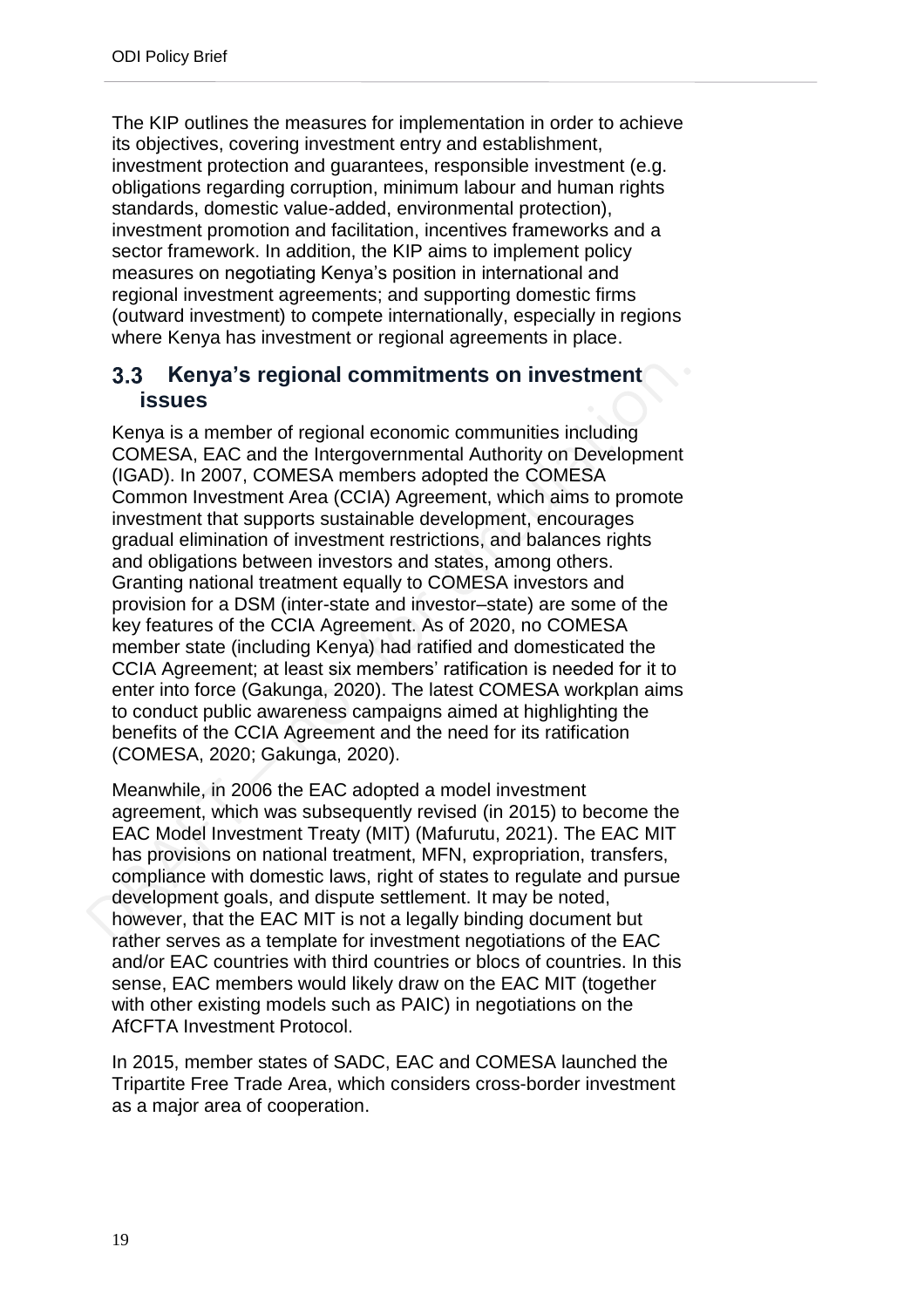The KIP outlines the measures for implementation in order to achieve its objectives, covering investment entry and establishment, investment protection and guarantees, responsible investment (e.g. obligations regarding corruption, minimum labour and human rights standards, domestic value-added, environmental protection), investment promotion and facilitation, incentives frameworks and a sector framework. In addition, the KIP aims to implement policy measures on negotiating Kenya's position in international and regional investment agreements; and supporting domestic firms (outward investment) to compete internationally, especially in regions where Kenya has investment or regional agreements in place.

## 3.3 Kenya's regional commitments on investment issues

Kenya is a member of regional economic communities including COMESA, EAC and the Intergovernmental Authority on Development (IGAD). In 2007, COMESA members adopted the COMESA Common Investment Area (CCIA) Agreement, which aims to promote investment that supports sustainable development, encourages gradual elimination of investment restrictions, and balances rights and obligations between investors and states, among others. Granting national treatment equally to COMESA investors and provision for a DSM (inter-state and investor–state) are some of the key features of the CCIA Agreement. As of 2020, no COMESA member state (including Kenya) had ratified and domesticated the CCIA Agreement; at least six members' ratification is needed for it to enter into force (Gakunga, 2020). The latest COMESA workplan aims to conduct public awareness campaigns aimed at highlighting the benefits of the CCIA Agreement and the need for its ratification (COMESA, 2020; Gakunga, 2020).

Meanwhile, in 2006 the EAC adopted a model investment agreement, which was subsequently revised (in 2015) to become the EAC Model Investment Treaty (MIT) (Mafurutu, 2021). The EAC MIT has provisions on national treatment, MFN, expropriation, transfers, compliance with domestic laws, right of states to regulate and pursue development goals, and dispute settlement. It may be noted, however, that the EAC MIT is not a legally binding document but rather serves as a template for investment negotiations of the EAC and/or EAC countries with third countries or blocs of countries. In this sense, EAC members would likely draw on the EAC MIT (together with other existing models such as PAIC) in negotiations on the AfCFTA Investment Protocol.

In 2015, member states of SADC, EAC and COMESA launched the Tripartite Free Trade Area, which considers cross-border investment as a major area of cooperation.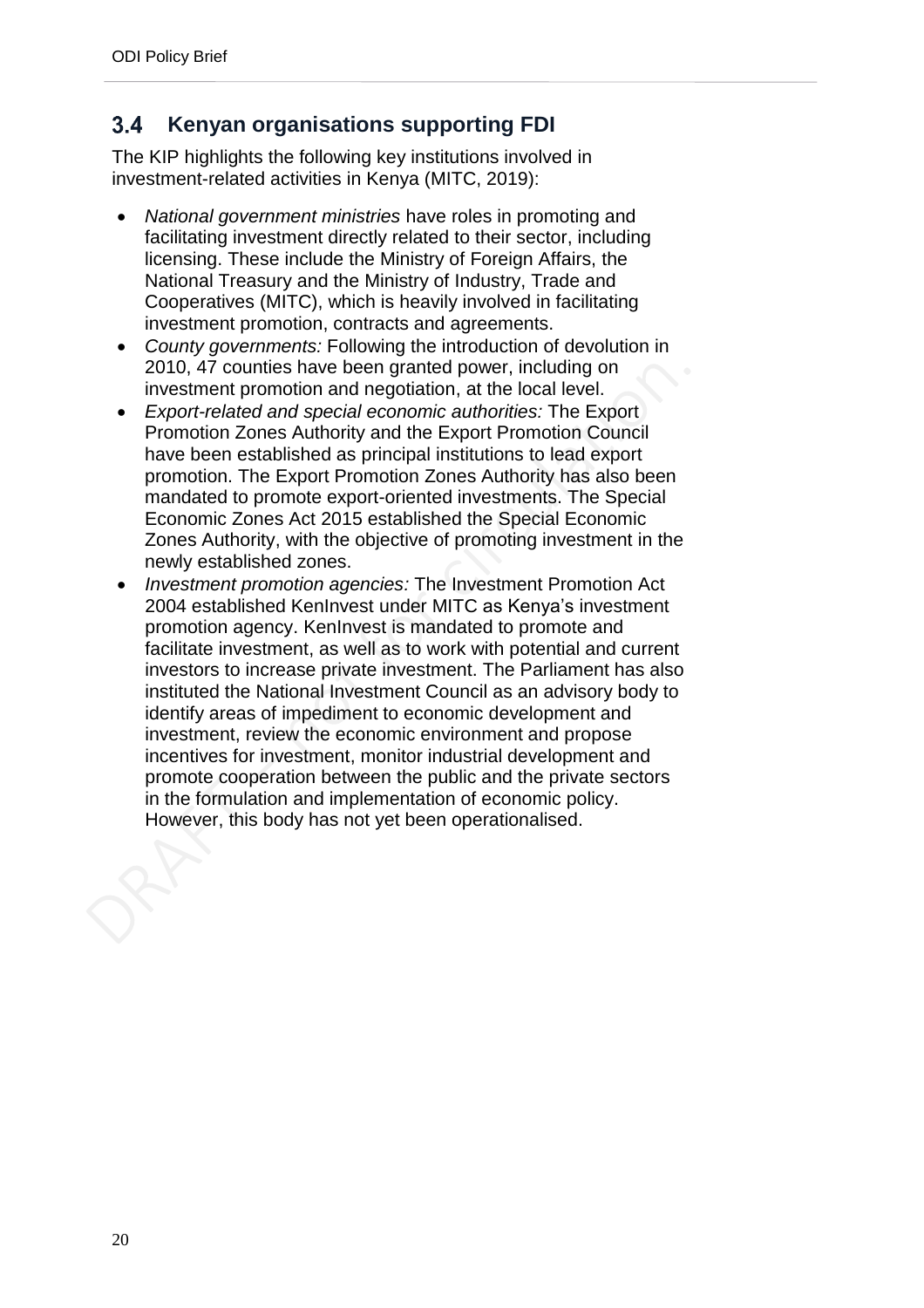## 3.4 Kenyan organisations supporting FDI

The KIP highlights the following key institutions involved in investment-related activities in Kenya (MITC, 2019):

- *National government ministries* have roles in promoting and facilitating investment directly related to their sector, including licensing. These include the Ministry of Foreign Affairs, the National Treasury and the Ministry of Industry, Trade and Cooperatives (MITC), which is heavily involved in facilitating investment promotion, contracts and agreements.
- *County governments:* Following the introduction of devolution in 2010, 47 counties have been granted power, including on investment promotion and negotiation, at the local level.
- *Export-related and special economic authorities:* The Export Promotion Zones Authority and the Export Promotion Council have been established as principal institutions to lead export promotion. The Export Promotion Zones Authority has also been mandated to promote export-oriented investments. The Special Economic Zones Act 2015 established the Special Economic Zones Authority, with the objective of promoting investment in the newly established zones.
- *Investment promotion agencies:* The Investment Promotion Act 2004 established KenInvest under MITC as Kenya's investment promotion agency. KenInvest is mandated to promote and facilitate investment, as well as to work with potential and current investors to increase private investment. The Parliament has also instituted the National Investment Council as an advisory body to identify areas of impediment to economic development and investment, review the economic environment and propose incentives for investment, monitor industrial development and promote cooperation between the public and the private sectors in the formulation and implementation of economic policy. However, this body has not yet been operationalised.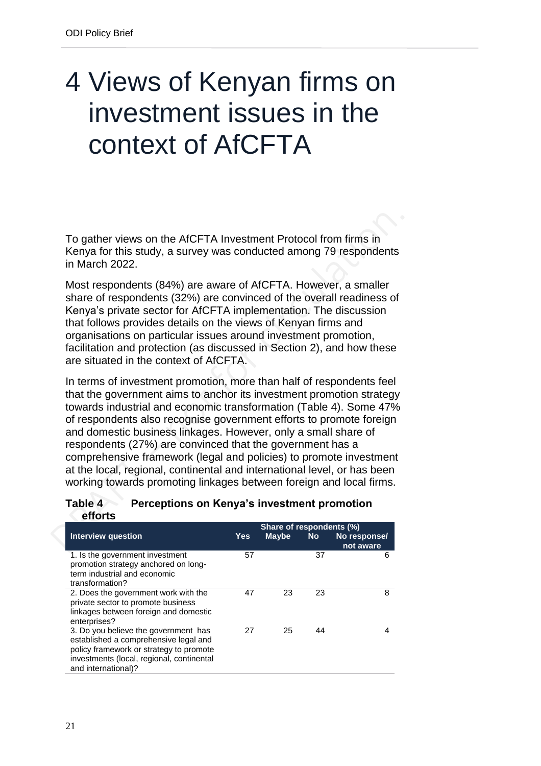# 4 Views of Kenyan firms on investment issues in the context of AfCFTA

To gather views on the AfCFTA Investment Protocol from firms in Kenya for this study, a survey was conducted among 79 respondents in March 2022.

Most respondents (84%) are aware of AfCFTA. However, a smaller share of respondents (32%) are convinced of the overall readiness of Kenya's private sector for AfCFTA implementation. The discussion that follows provides details on the views of Kenyan firms and organisations on particular issues around investment promotion, facilitation and protection (as discussed in Section 2), and how these are situated in the context of AfCFTA.

In terms of investment promotion, more than half of respondents feel that the government aims to anchor its investment promotion strategy towards industrial and economic transformation (Table 4). Some 47% of respondents also recognise government efforts to promote foreign and domestic business linkages. However, only a small share of respondents (27%) are convinced that the government has a comprehensive framework (legal and policies) to promote investment at the local, regional, continental and international level, or has been working towards promoting linkages between foreign and local firms.

**Table 4 Perceptions on Kenya's investment promotion efforts**

| Interview question | Share of respondents (%) | | | |
|---|---|---|---|---|
| | Yes | Maybe | No | No response/ not aware |
| 1. Is the government investment promotion strategy anchored on long-term industrial and economic transformation? | 57 | | 37 | 6 |
| 2. Does the government work with the private sector to promote business linkages between foreign and domestic enterprises? | 47 | 23 | 23 | 8 |
| 3. Do you believe the government has established a comprehensive legal and policy framework or strategy to promote investments (local, regional, continental and international)? | 27 | 25 | 44 | 4 |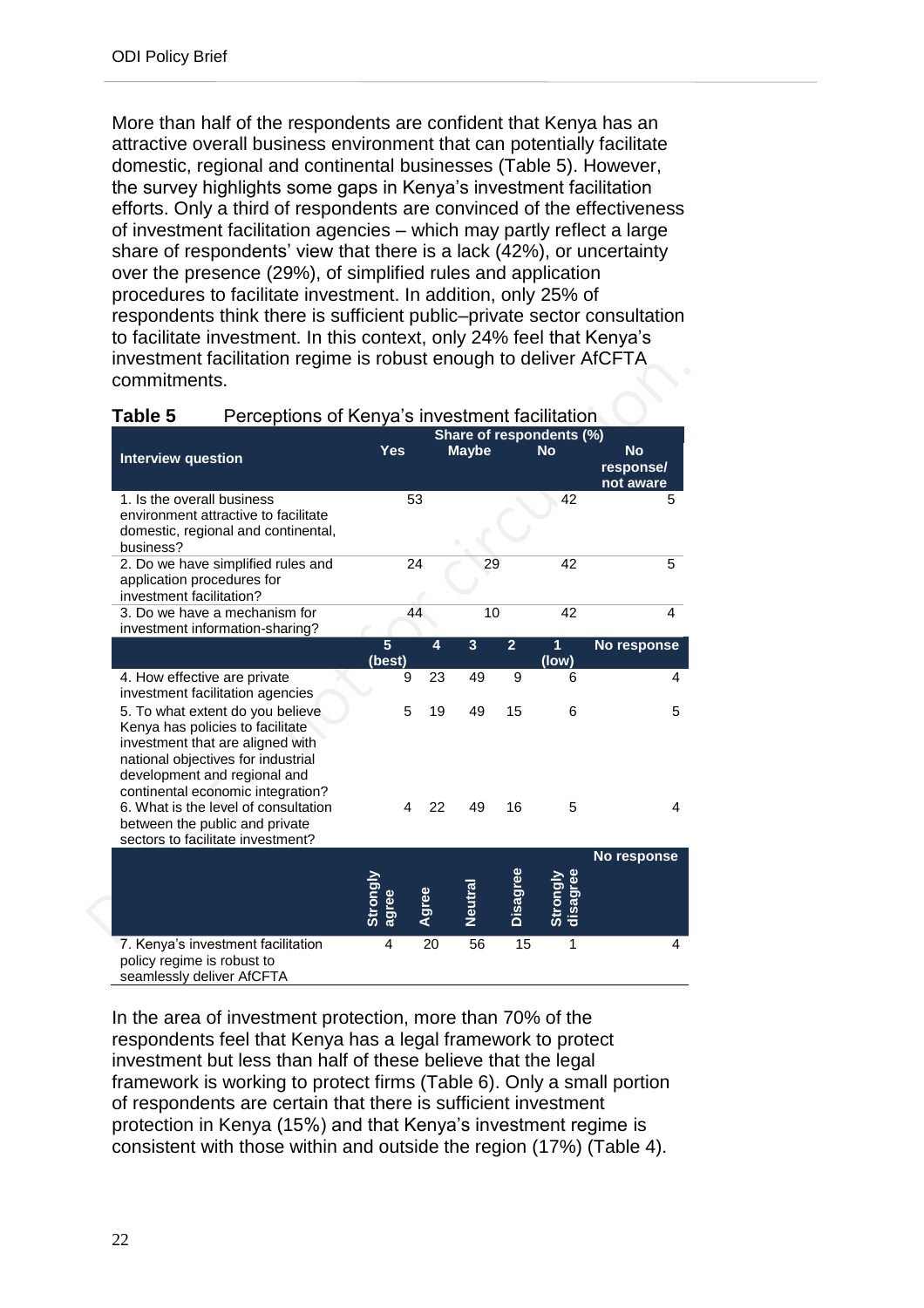More than half of the respondents are confident that Kenya has an attractive overall business environment that can potentially facilitate domestic, regional and continental businesses (Table 5). However, the survey highlights some gaps in Kenya's investment facilitation efforts. Only a third of respondents are convinced of the effectiveness of investment facilitation agencies – which may partly reflect a large share of respondents' view that there is a lack (42%), or uncertainty over the presence (29%), of simplified rules and application procedures to facilitate investment. In addition, only 25% of respondents think there is sufficient public–private sector consultation to facilitate investment. In this context, only 24% feel that Kenya's investment facilitation regime is robust enough to deliver AfCFTA commitments.

**Table 5** Perceptions of Kenya's investment facilitation

| Interview question | Share of respondents (%) | | | | | |
|---|---|---|---|---|---|---|
| | Yes | | Maybe | | No | No response/ not aware |
| 1. Is the overall business environment attractive to facilitate domestic, regional and continental, business? | 53 | | | | 42 | 5 |
| 2. Do we have simplified rules and application procedures for investment facilitation? | 24 | | 29 | | 42 | 5 |
| 3. Do we have a mechanism for investment information-sharing? | 44 | | 10 | | 42 | 4 |
| | 5 (best) | 4 | 3 | 2 | 1 (low) | No response |
| 4. How effective are private investment facilitation agencies | 9 | 23 | 49 | 9 | 6 | 4 |
| 5. To what extent do you believe Kenya has policies to facilitate investment that are aligned with national objectives for industrial development and regional and continental economic integration? | 5 | 19 | 49 | 15 | 6 | 5 |
| 6. What is the level of consultation between the public and private sectors to facilitate investment? | 4 | 22 | 49 | 16 | 5 | 4 |
| | Strongly agree | Agree | Neutral | Disagree | Strongly disagree | No response |
| 7. Kenya's investment facilitation policy regime is robust to seamlessly deliver AfCFTA | 4 | 20 | 56 | 15 | 1 | 4 |

In the area of investment protection, more than 70% of the respondents feel that Kenya has a legal framework to protect investment but less than half of these believe that the legal framework is working to protect firms (Table 6). Only a small portion of respondents are certain that there is sufficient investment protection in Kenya (15%) and that Kenya's investment regime is consistent with those within and outside the region (17%) (Table 4).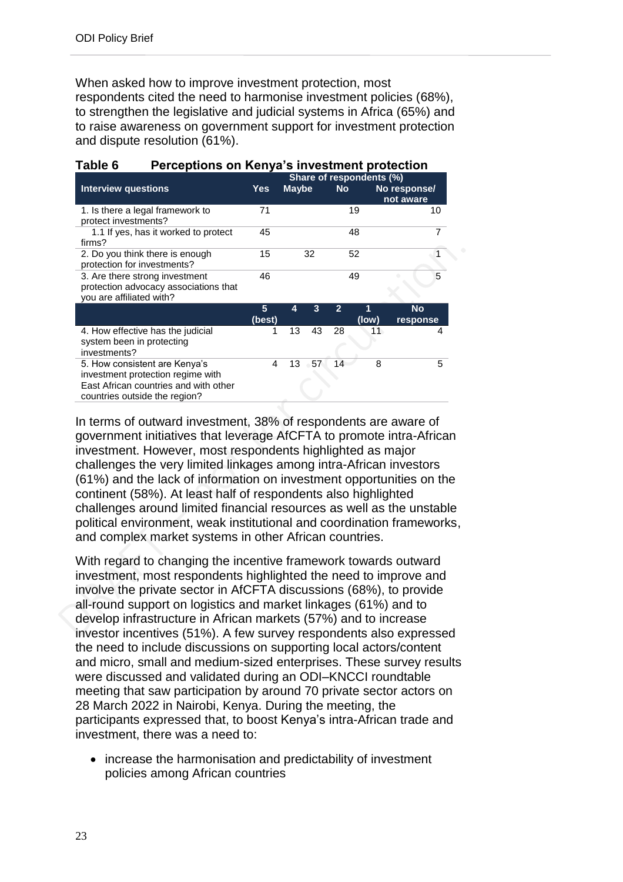When asked how to improve investment protection, most respondents cited the need to harmonise investment policies (68%), to strengthen the legislative and judicial systems in Africa (65%) and to raise awareness on government support for investment protection and dispute resolution (61%).

**Table 6 Perceptions on Kenya's investment protection**

| | Share of respondents (%) | | | | | |
|---|---|---|---|---|---|---|
| **Interview questions** | **Yes** | **Maybe** | | **No** | | **No response/ not aware** |
| 1. Is there a legal framework to protect investments? | 71 | | | 19 | | 10 |
| 1.1 If yes, has it worked to protect firms? | 45 | | | 48 | | 7 |
| 2. Do you think there is enough protection for investments? | 15 | 32 | | 52 | | 1 |
| 3. Are there strong investment protection advocacy associations that you are affiliated with? | 46 | | | 49 | | 5 |
| | **5 (best)** | **4** | **3** | **2** | **1 (low)** | **No response** |
| 4. How effective has the judicial system been in protecting investments? | 1 | 13 | 43 | 28 | 11 | 4 |
| 5. How consistent are Kenya's investment protection regime with East African countries and with other countries outside the region? | 4 | 13 | 57 | 14 | 8 | 5 |

In terms of outward investment, 38% of respondents are aware of government initiatives that leverage AfCFTA to promote intra-African investment. However, most respondents highlighted as major challenges the very limited linkages among intra-African investors (61%) and the lack of information on investment opportunities on the continent (58%). At least half of respondents also highlighted challenges around limited financial resources as well as the unstable political environment, weak institutional and coordination frameworks, and complex market systems in other African countries.

With regard to changing the incentive framework towards outward investment, most respondents highlighted the need to improve and involve the private sector in AfCFTA discussions (68%), to provide all-round support on logistics and market linkages (61%) and to develop infrastructure in African markets (57%) and to increase investor incentives (51%). A few survey respondents also expressed the need to include discussions on supporting local actors/content and micro, small and medium-sized enterprises. These survey results were discussed and validated during an ODI–KNCCI roundtable meeting that saw participation by around 70 private sector actors on 28 March 2022 in Nairobi, Kenya. During the meeting, the participants expressed that, to boost Kenya's intra-African trade and investment, there was a need to:

- increase the harmonisation and predictability of investment policies among African countries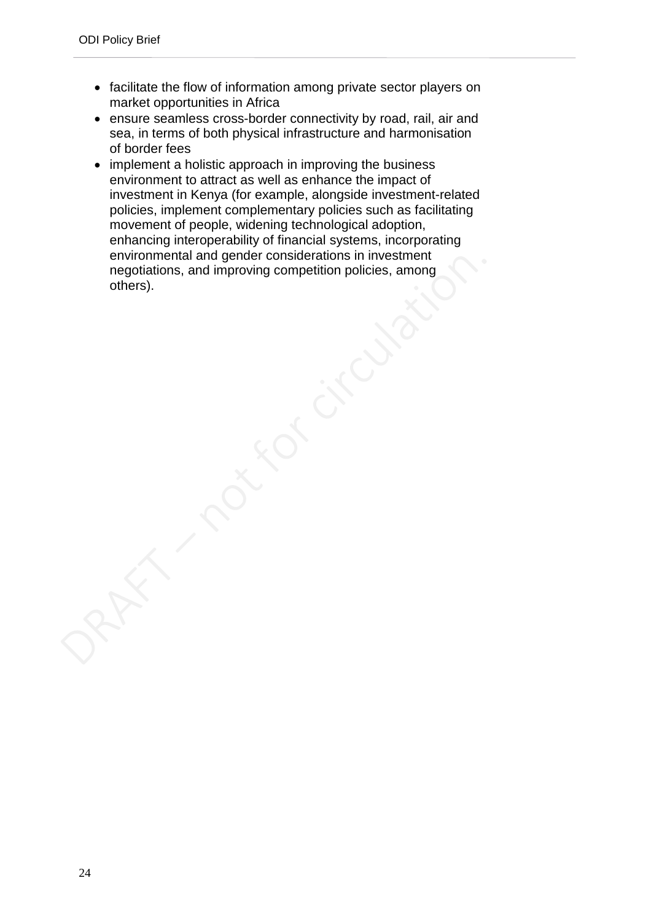- facilitate the flow of information among private sector players on market opportunities in Africa
- ensure seamless cross-border connectivity by road, rail, air and sea, in terms of both physical infrastructure and harmonisation of border fees
- implement a holistic approach in improving the business environment to attract as well as enhance the impact of investment in Kenya (for example, alongside investment-related policies, implement complementary policies such as facilitating movement of people, widening technological adoption, enhancing interoperability of financial systems, incorporating environmental and gender considerations in investment negotiations, and improving competition policies, among others).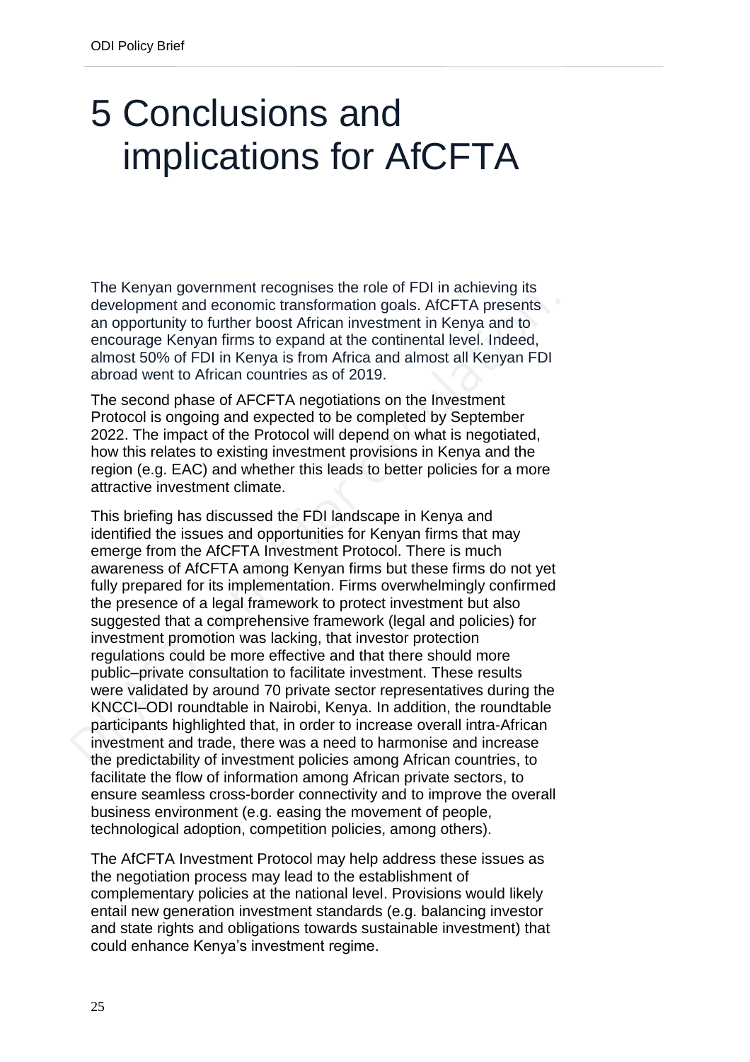# 5 Conclusions and implications for AfCFTA

The Kenyan government recognises the role of FDI in achieving its development and economic transformation goals. AfCFTA presents an opportunity to further boost African investment in Kenya and to encourage Kenyan firms to expand at the continental level. Indeed, almost 50% of FDI in Kenya is from Africa and almost all Kenyan FDI abroad went to African countries as of 2019.

The second phase of AFCFTA negotiations on the Investment Protocol is ongoing and expected to be completed by September 2022. The impact of the Protocol will depend on what is negotiated, how this relates to existing investment provisions in Kenya and the region (e.g. EAC) and whether this leads to better policies for a more attractive investment climate.

This briefing has discussed the FDI landscape in Kenya and identified the issues and opportunities for Kenyan firms that may emerge from the AfCFTA Investment Protocol. There is much awareness of AfCFTA among Kenyan firms but these firms do not yet fully prepared for its implementation. Firms overwhelmingly confirmed the presence of a legal framework to protect investment but also suggested that a comprehensive framework (legal and policies) for investment promotion was lacking, that investor protection regulations could be more effective and that there should more public–private consultation to facilitate investment. These results were validated by around 70 private sector representatives during the KNCCI–ODI roundtable in Nairobi, Kenya. In addition, the roundtable participants highlighted that, in order to increase overall intra-African investment and trade, there was a need to harmonise and increase the predictability of investment policies among African countries, to facilitate the flow of information among African private sectors, to ensure seamless cross-border connectivity and to improve the overall business environment (e.g. easing the movement of people, technological adoption, competition policies, among others).

The AfCFTA Investment Protocol may help address these issues as the negotiation process may lead to the establishment of complementary policies at the national level. Provisions would likely entail new generation investment standards (e.g. balancing investor and state rights and obligations towards sustainable investment) that could enhance Kenya's investment regime.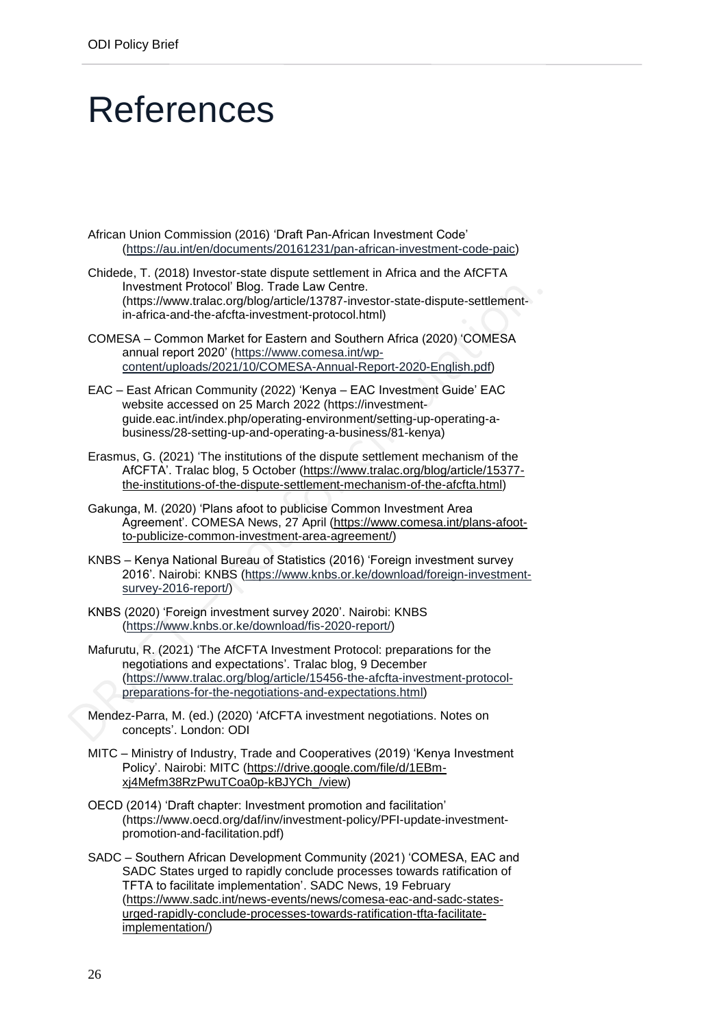# References

African Union Commission (2016) 'Draft Pan-African Investment Code' (https://au.int/en/documents/20161231/pan-african-investment-code-paic)

Chidede, T. (2018) Investor-state dispute settlement in Africa and the AfCFTA Investment Protocol' Blog. Trade Law Centre. (https://www.tralac.org/blog/article/13787-investor-state-dispute-settlement-in-africa-and-the-afcfta-investment-protocol.html)

COMESA – Common Market for Eastern and Southern Africa (2020) 'COMESA annual report 2020' (https://www.comesa.int/wp-content/uploads/2021/10/COMESA-Annual-Report-2020-English.pdf)

EAC – East African Community (2022) 'Kenya – EAC Investment Guide' EAC website accessed on 25 March 2022 (https://investment-guide.eac.int/index.php/operating-environment/setting-up-operating-a-business/28-setting-up-and-operating-a-business/81-kenya)

Erasmus, G. (2021) 'The institutions of the dispute settlement mechanism of the AfCFTA'. Tralac blog, 5 October (https://www.tralac.org/blog/article/15377-the-institutions-of-the-dispute-settlement-mechanism-of-the-afcfta.html)

Gakunga, M. (2020) 'Plans afoot to publicise Common Investment Area Agreement'. COMESA News, 27 April (https://www.comesa.int/plans-afoot-to-publicize-common-investment-area-agreement/)

KNBS – Kenya National Bureau of Statistics (2016) 'Foreign investment survey 2016'. Nairobi: KNBS (https://www.knbs.or.ke/download/foreign-investment-survey-2016-report/)

KNBS (2020) 'Foreign investment survey 2020'. Nairobi: KNBS (https://www.knbs.or.ke/download/fis-2020-report/)

Mafurutu, R. (2021) 'The AfCFTA Investment Protocol: preparations for the negotiations and expectations'. Tralac blog, 9 December (https://www.tralac.org/blog/article/15456-the-afcfta-investment-protocol-preparations-for-the-negotiations-and-expectations.html)

Mendez-Parra, M. (ed.) (2020) 'AfCFTA investment negotiations. Notes on concepts'. London: ODI

MITC – Ministry of Industry, Trade and Cooperatives (2019) 'Kenya Investment Policy'. Nairobi: MITC (https://drive.google.com/file/d/1EBm-xj4Mefm38RzPwuTCoa0p-kBJYCh_/view)

OECD (2014) 'Draft chapter: Investment promotion and facilitation' (https://www.oecd.org/daf/inv/investment-policy/PFI-update-investment-promotion-and-facilitation.pdf)

SADC – Southern African Development Community (2021) 'COMESA, EAC and SADC States urged to rapidly conclude processes towards ratification of TFTA to facilitate implementation'. SADC News, 19 February (https://www.sadc.int/news-events/news/comesa-eac-and-sadc-states-urged-rapidly-conclude-processes-towards-ratification-tfta-facilitate-implementation/)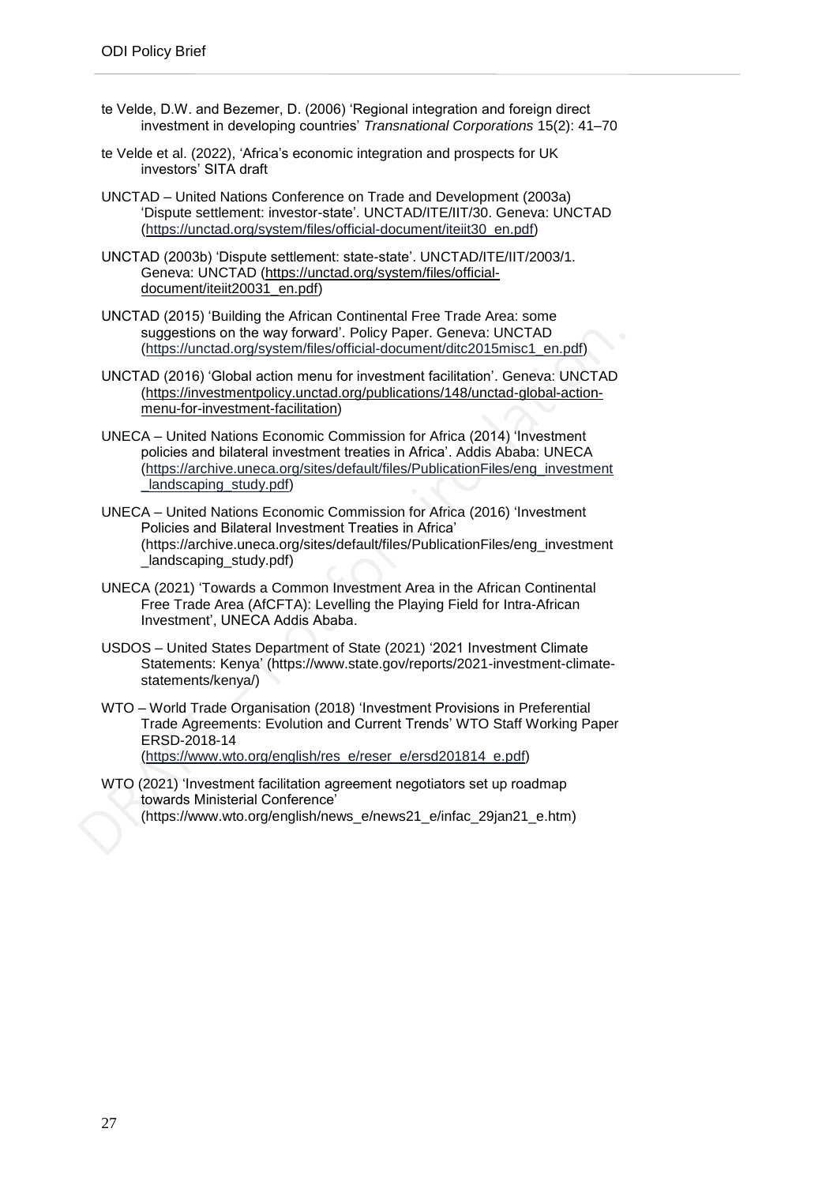te Velde, D.W. and Bezemer, D. (2006) 'Regional integration and foreign direct investment in developing countries' *Transnational Corporations* 15(2): 41–70

te Velde et al. (2022), 'Africa's economic integration and prospects for UK investors' SITA draft

UNCTAD – United Nations Conference on Trade and Development (2003a) 'Dispute settlement: investor-state'. UNCTAD/ITE/IIT/30. Geneva: UNCTAD (https://unctad.org/system/files/official-document/iteiit30_en.pdf)

UNCTAD (2003b) 'Dispute settlement: state-state'. UNCTAD/ITE/IIT/2003/1. Geneva: UNCTAD (https://unctad.org/system/files/official-document/iteiit20031_en.pdf)

UNCTAD (2015) 'Building the African Continental Free Trade Area: some suggestions on the way forward'. Policy Paper. Geneva: UNCTAD (https://unctad.org/system/files/official-document/ditc2015misc1_en.pdf)

UNCTAD (2016) 'Global action menu for investment facilitation'. Geneva: UNCTAD (https://investmentpolicy.unctad.org/publications/148/unctad-global-action-menu-for-investment-facilitation)

UNECA – United Nations Economic Commission for Africa (2014) 'Investment policies and bilateral investment treaties in Africa'. Addis Ababa: UNECA (https://archive.uneca.org/sites/default/files/PublicationFiles/eng_investment_landscaping_study.pdf)

UNECA – United Nations Economic Commission for Africa (2016) 'Investment Policies and Bilateral Investment Treaties in Africa' (https://archive.uneca.org/sites/default/files/PublicationFiles/eng_investment_landscaping_study.pdf)

UNECA (2021) 'Towards a Common Investment Area in the African Continental Free Trade Area (AfCFTA): Levelling the Playing Field for Intra-African Investment', UNECA Addis Ababa.

USDOS – United States Department of State (2021) '2021 Investment Climate Statements: Kenya' (https://www.state.gov/reports/2021-investment-climate-statements/kenya/)

WTO – World Trade Organisation (2018) 'Investment Provisions in Preferential Trade Agreements: Evolution and Current Trends' WTO Staff Working Paper ERSD-2018-14 (https://www.wto.org/english/res_e/reser_e/ersd201814_e.pdf)

WTO (2021) 'Investment facilitation agreement negotiators set up roadmap towards Ministerial Conference' (https://www.wto.org/english/news_e/news21_e/infac_29jan21_e.htm)